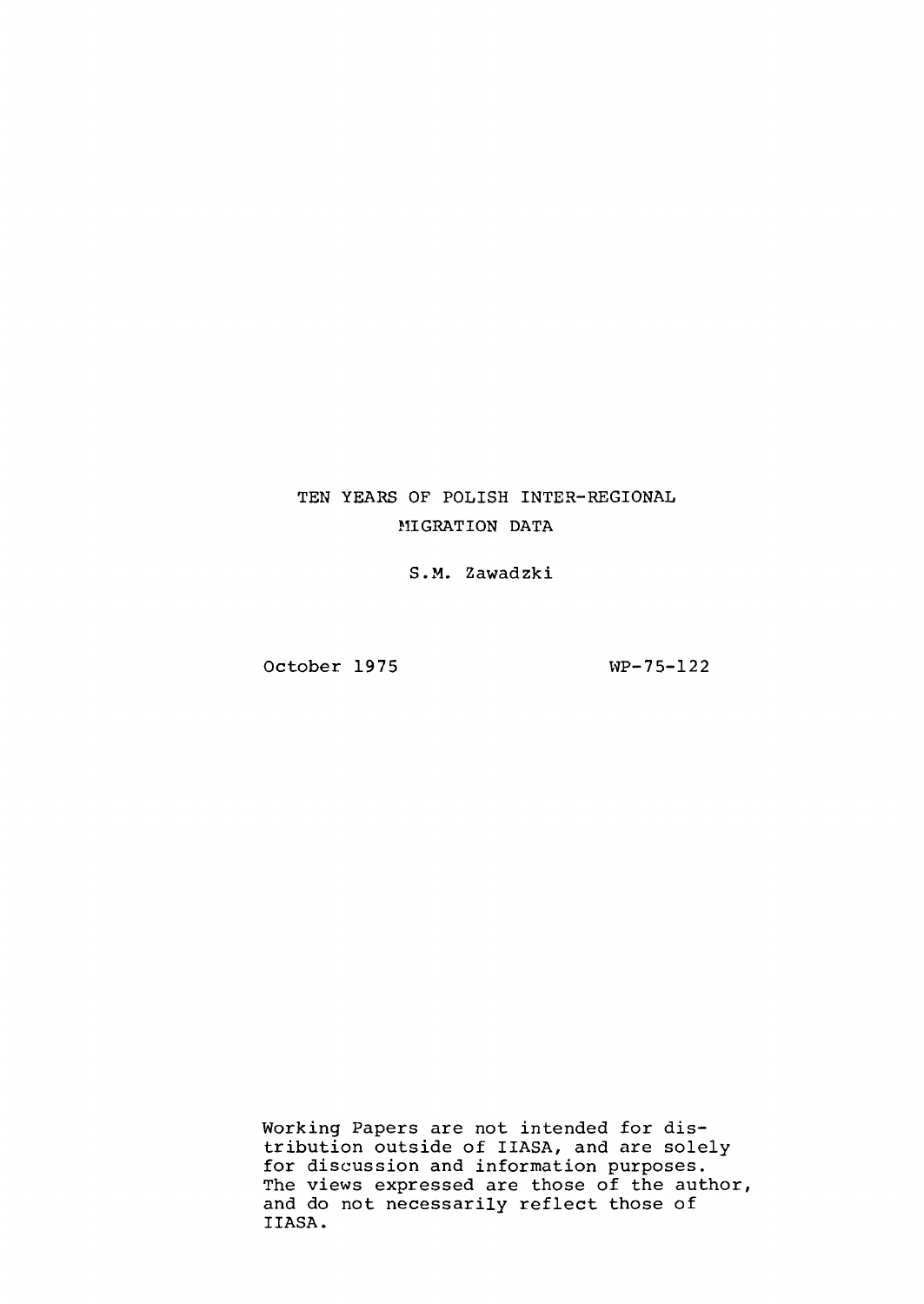# TEN YEARS OF POLISH INTER-REGIONAL MIGRATION DATA

S.M. Zawadzki

October 1975

WP-75-122

Working Papers are not intended for distribution outside of IIASA, and are solely for discussion and information purposes. The views expressed are those of the author, and do not necessarily reflect those of IIASA.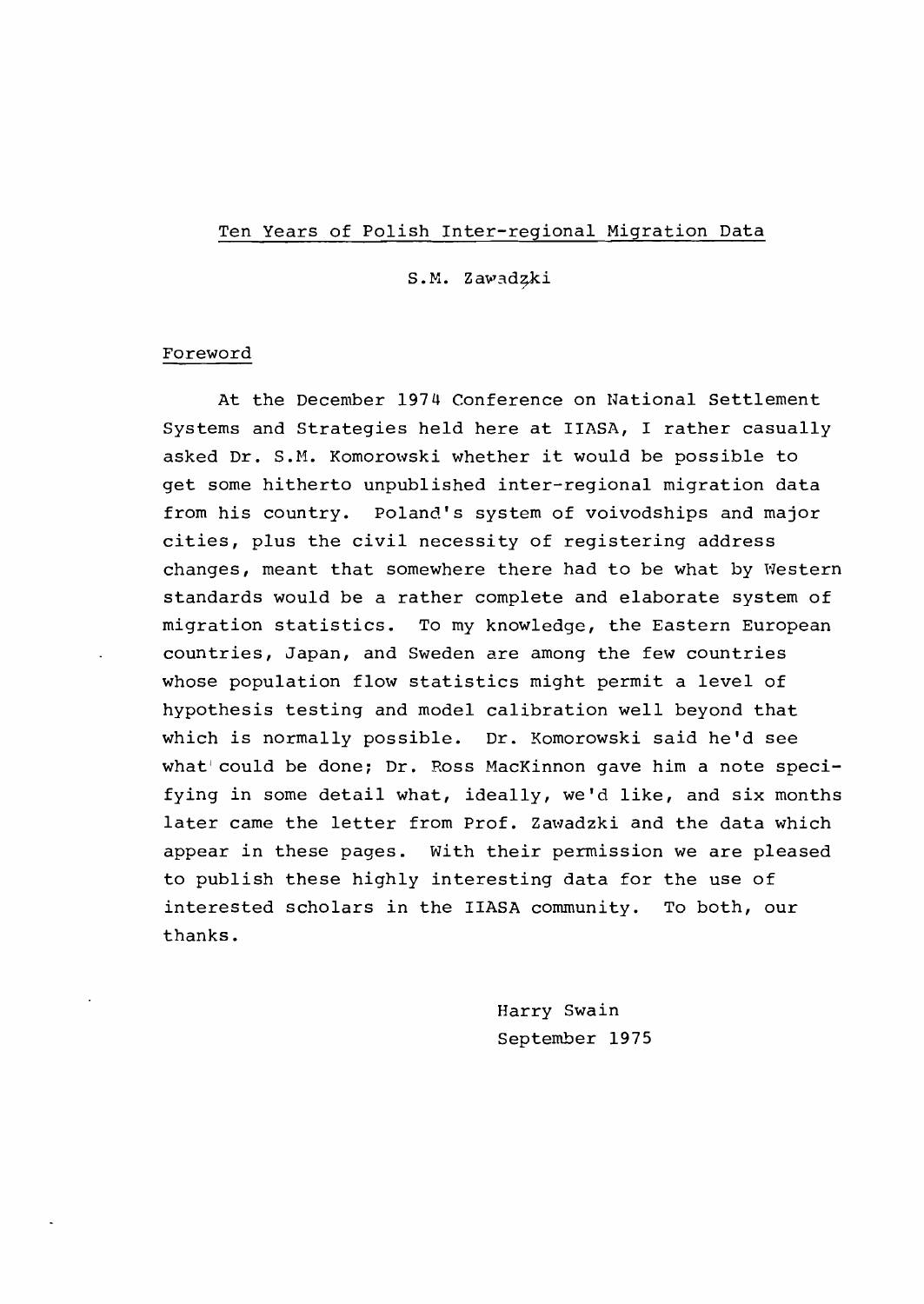# Ten Years of Polish Inter-regional Migration Data

S.M. Zawadzki

## Foreword

At the December 1974 Conference on National Settlement Systems and Strategies held here at IIASA, I rather casually asked Dr. S.M. Komorowski whether it would be possible to get some hitherto unpublished inter-regional migration data from his country. Poland's system of voivodships and major cities, plus the civil necessity of registering address changes, meant that somewhere there had to be what by Western standards would be a rather complete and elaborate system of migration statistics. To my knowledge, the Eastern European countries, Japan, and Sweden are among the few countries whose population flow statistics might permit a level of hypothesis testing and model calibration well beyond that which is normally possible. Dr. Komorowski said he'd see what could be done; Dr. Ross MacKinnon gave him a note specifying in some detail what, ideally, we'd like, and six months later came the letter from Prof. Zawadzki and the data which appear in these pages. With their permission we are pleased to publish these highly interesting data for the use of interested scholars in the IIASA community. To both, our thanks.

Harry Swain
September 1975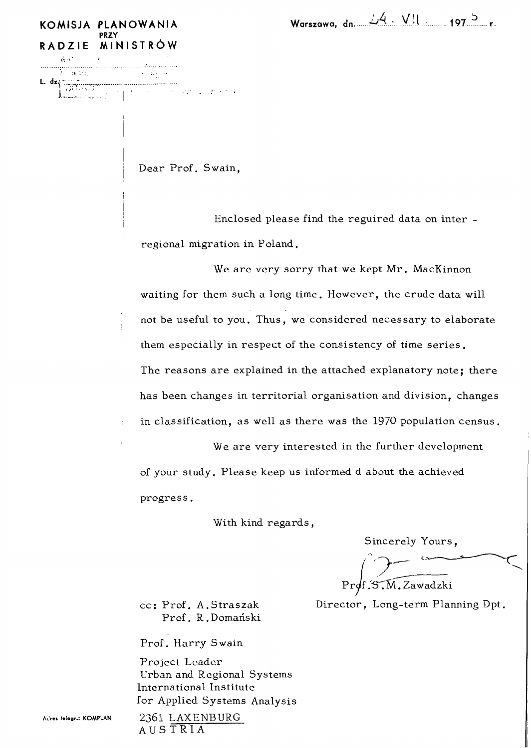**KOMISJA PLANOWANIA**
**PRZY**
**RADZIE MINISTRÓW**

L. dz.

Warszawa, dn. 24. VII 1975 r.

Dear Prof. Swain,

Enclosed please find the reguired data on inter - regional migration in Poland.

We are very sorry that we kept Mr. MacKinnon waiting for them such a long time. However, the crude data will not be useful to you. Thus, we considered necessary to elaborate them especially in respect of the consistency of time series. The reasons are explained in the attached explanatory note; there has been changes in territorial organisation and division, changes in classification, as well as there was the 1970 population census.

We are very interested in the further development of your study. Please keep us informed d about the achieved progress.

With kind regards,

Sincerely Yours,

Prof. S.M. Zawadzki
Director, Long-term Planning Dpt.

cc: Prof. A. Straszak
Prof. R. Domański

Prof. Harry Swain
Project Leader
Urban and Regional Systems
International Institute
for Applied Systems Analysis
2361 LAXENBURG
AUSTRIA

Adres telegr.: KOMPLAN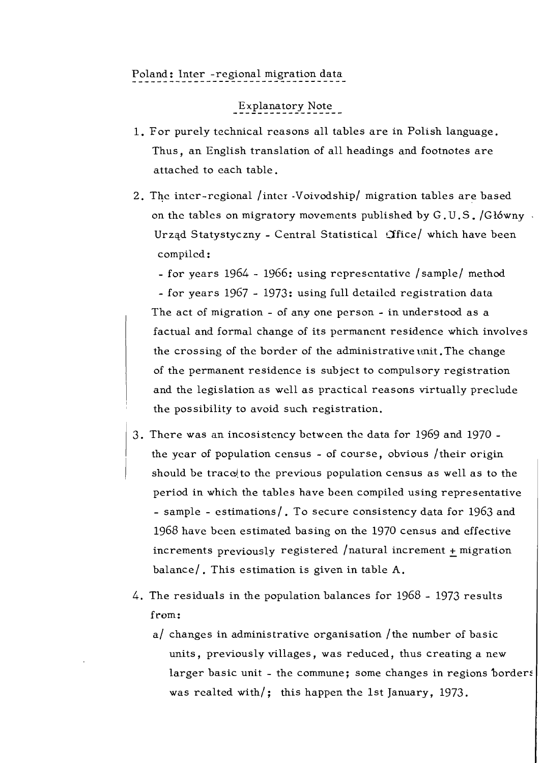Poland: Inter -regional migration data

Explanatory Note

1. For purely technical reasons all tables are in Polish language. Thus, an English translation of all headings and footnotes are attached to each table.

2. The inter-regional /inter -Voivodship/ migration tables are based on the tables on migratory movements published by G.U.S. /Główny Urząd Statystyczny - Central Statistical Office/ which have been compiled:

   - for years 1964 - 1966: using representative /sample/ method
   - for years 1967 - 1973: using full detailed registration data

   The act of migration - of any one person - in understood as a factual and formal change of its permanent residence which involves the crossing of the border of the administrative unit. The change of the permanent residence is subject to compulsory registration and the legislation as well as practical reasons virtually preclude the possibility to avoid such registration.

3. There was an incosistency between the data for 1969 and 1970 - the year of population census - of course, obvious /their origin should be traced to the previous population census as well as to the period in which the tables have been compiled using representative - sample - estimations/. To secure consistency data for 1963 and 1968 have been estimated basing on the 1970 census and effective increments previously registered /natural increment ± migration balance/. This estimation is given in table A.

4. The residuals in the population balances for 1968 - 1973 results from:

   a/ changes in administrative organisation /the number of basic units, previously villages, was reduced, thus creating a new larger basic unit - the commune; some changes in regions borders was realted with/; this happen the 1st January, 1973.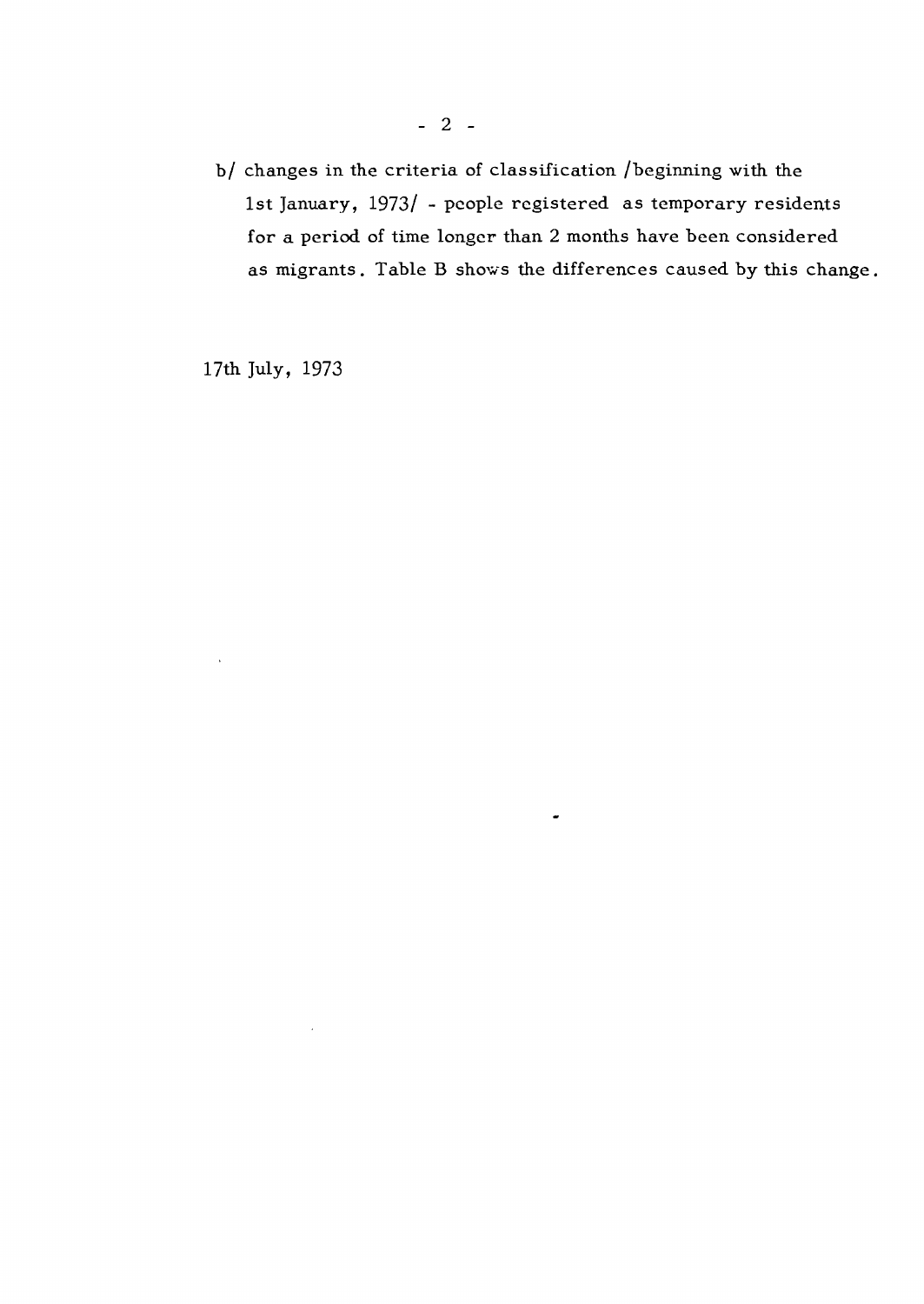b/ changes in the criteria of classification /beginning with the 1st January, 1973/ - people registered as temporary residents for a period of time longer than 2 months have been considered as migrants. Table B shows the differences caused by this change.

17th July, 1973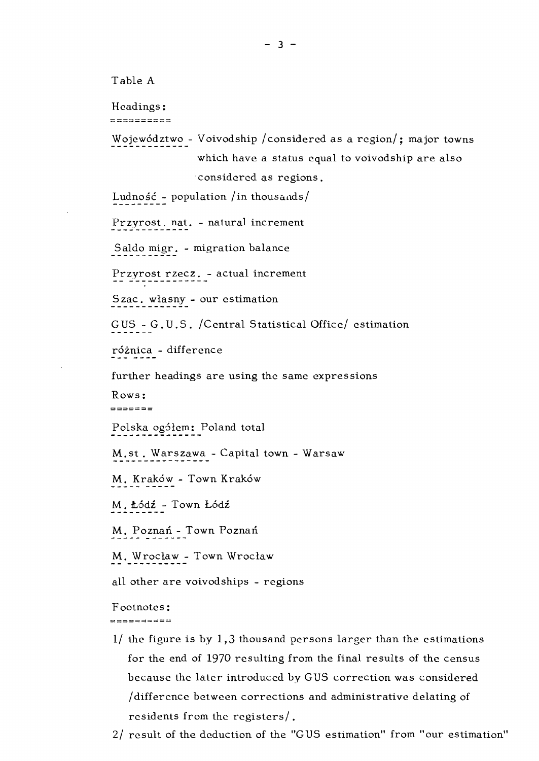Table A

Headings:

Województwo - Voivodship /considered as a region/; major towns which have a status equal to voivodship are also considered as regions.

Ludność - population /in thousands/

Przyrost. nat. - natural increment

Saldo migr. - migration balance

Przyrost rzecz. - actual increment

Szac. własny - our estimation

GUS - G.U.S. /Central Statistical Office/ estimation

różnica - difference

further headings are using the same expressions

Rows:

Polska ogółem: Poland total

M.st. Warszawa - Capital town - Warsaw

M. Kraków - Town Kraków

M. Łódź - Town Łódź

M. Poznań - Town Poznań

M. Wrocław - Town Wrocław

all other are voivodships - regions

Footnotes:

1/ the figure is by 1,3 thousand persons larger than the estimations for the end of 1970 resulting from the final results of the census because the later introduced by GUS correction was considered /difference between corrections and administrative delating of residents from the registers/.

2/ result of the deduction of the "GUS estimation" from "our estimation"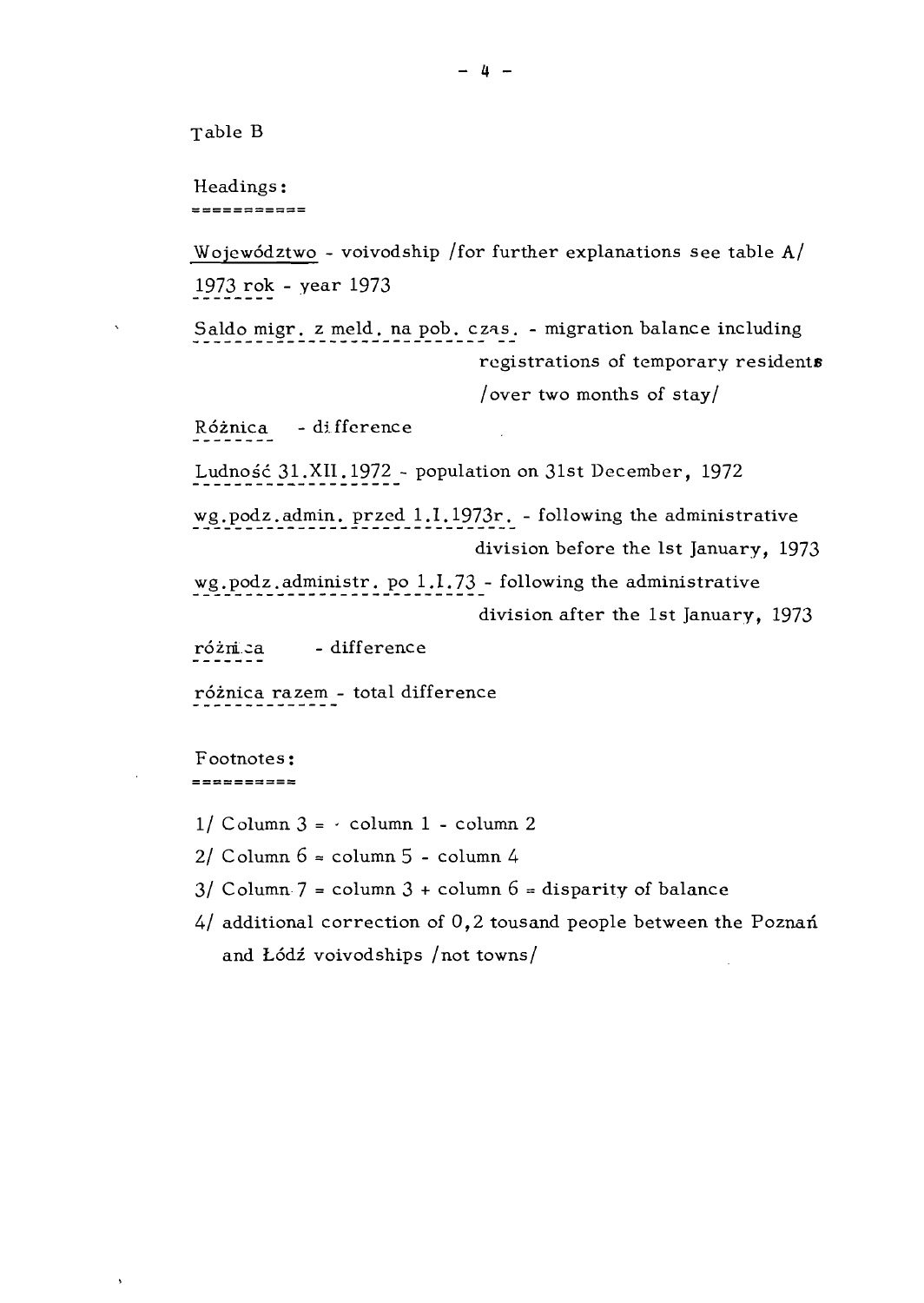Table B

Headings:

Województwo - voivodship /for further explanations see table A/

1973 rok - year 1973

Saldo migr. z meld. na pob. czas. - migration balance including registrations of temporary residents /over two months of stay/

Różnica - difference

Ludność 31.XII.1972 - population on 31st December, 1972

wg.podz.admin. przed 1.I.1973r. - following the administrative division before the 1st January, 1973

wg.podz.administr. po 1.I.73 - following the administrative division after the 1st January, 1973

różnica - difference

różnica razem - total difference

Footnotes:

1/ Column 3 = column 1 - column 2

2/ Column 6 = column 5 - column 4

3/ Column 7 = column 3 + column 6 = disparity of balance

4/ additional correction of 0,2 tousand people between the Poznań and Łódź voivodships /not towns/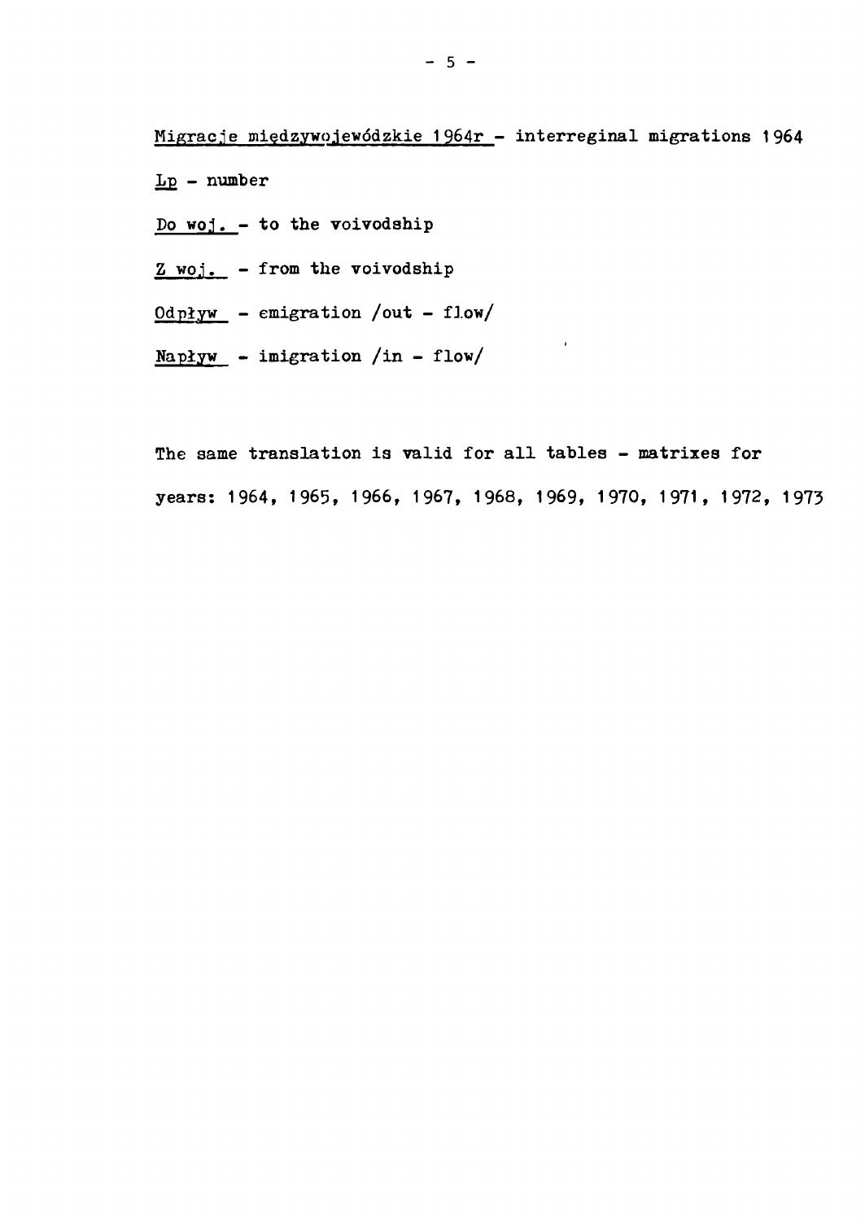Migracje międzywojewódzkie 1964r - interreginal migrations 1964

Lp - number

Do woj. - to the voivodship

Z woj. - from the voivodship

Odpływ - emigration /out - flow/

Napływ - imigration /in - flow/

The same translation is valid for all tables - matrixes for years: 1964, 1965, 1966, 1967, 1968, 1969, 1970, 1971, 1972, 1973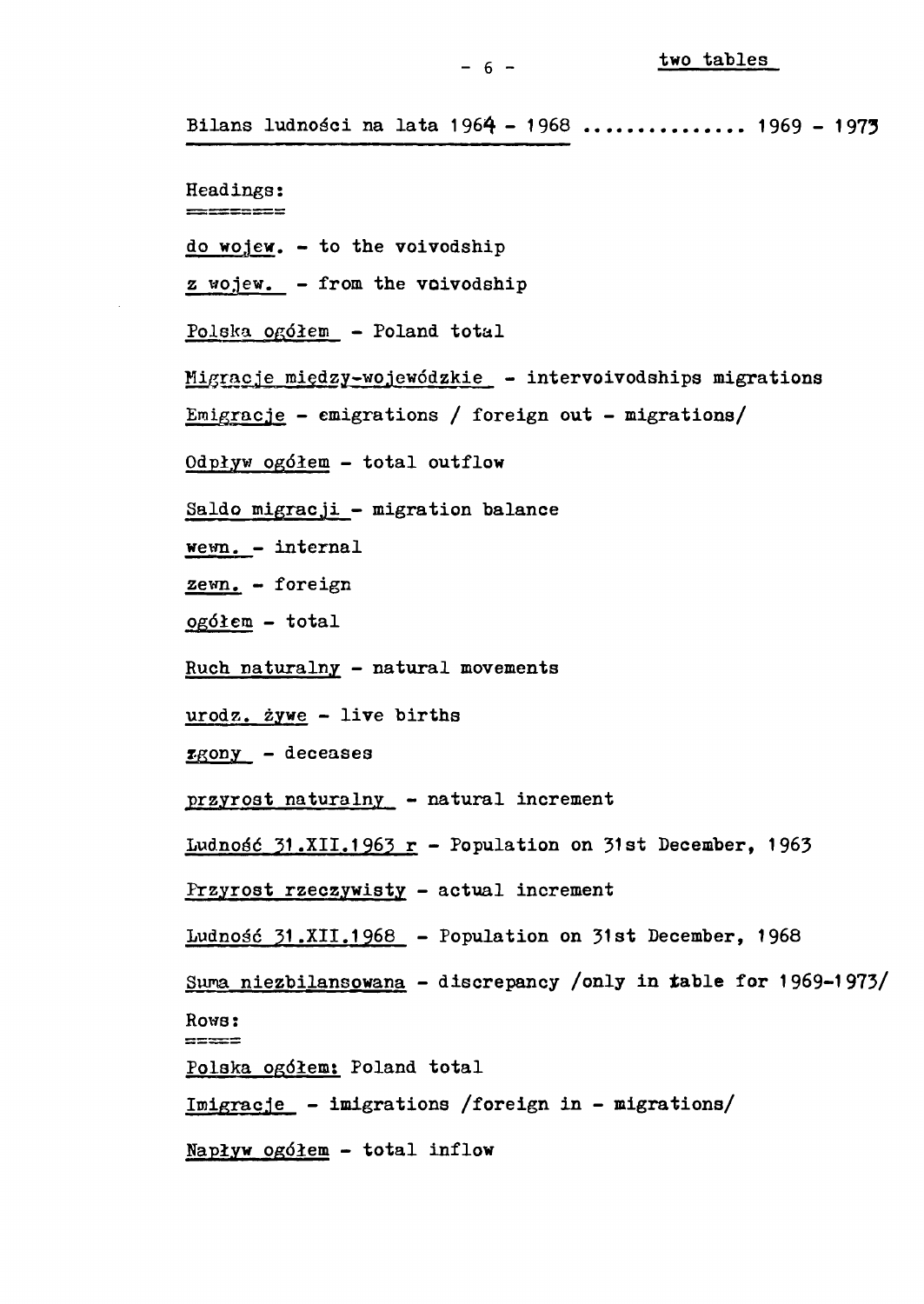two tables

<u>Bilans ludności na lata 1964 - 1968</u> .............. 1969 - 1973

Headings:

<u>do wojew.</u> - to the voivodship

<u>z wojew.</u> - from the voivodship

<u>Polska ogółem</u> - Poland total

<u>Migracje między-wojewódzkie</u> - intervoivodships migrations

<u>Emigracje</u> - emigrations / foreign out - migrations/

<u>Odpływ ogółem</u> - total outflow

<u>Saldo migracji</u> - migration balance

<u>wewn.</u> - internal

<u>zewn.</u> - foreign

<u>ogółem</u> - total

<u>Ruch naturalny</u> - natural movements

<u>urodz. żywe</u> - live births

<u>zgony</u> - deceases

<u>przyrost naturalny</u> - natural increment

<u>Ludność 31.XII.1963 r</u> - Population on 31st December, 1963

<u>Przyrost rzeczywisty</u> - actual increment

<u>Ludność 31.XII.1968</u> - Population on 31st December, 1968

<u>Suma niezbilansowana</u> - discrepancy /only in table for 1969-1973/

Rows:

<u>Polska ogółem:</u> Poland total

<u>Imigracje</u> - imigrations /foreign in - migrations/

<u>Napływ ogółem</u> - total inflow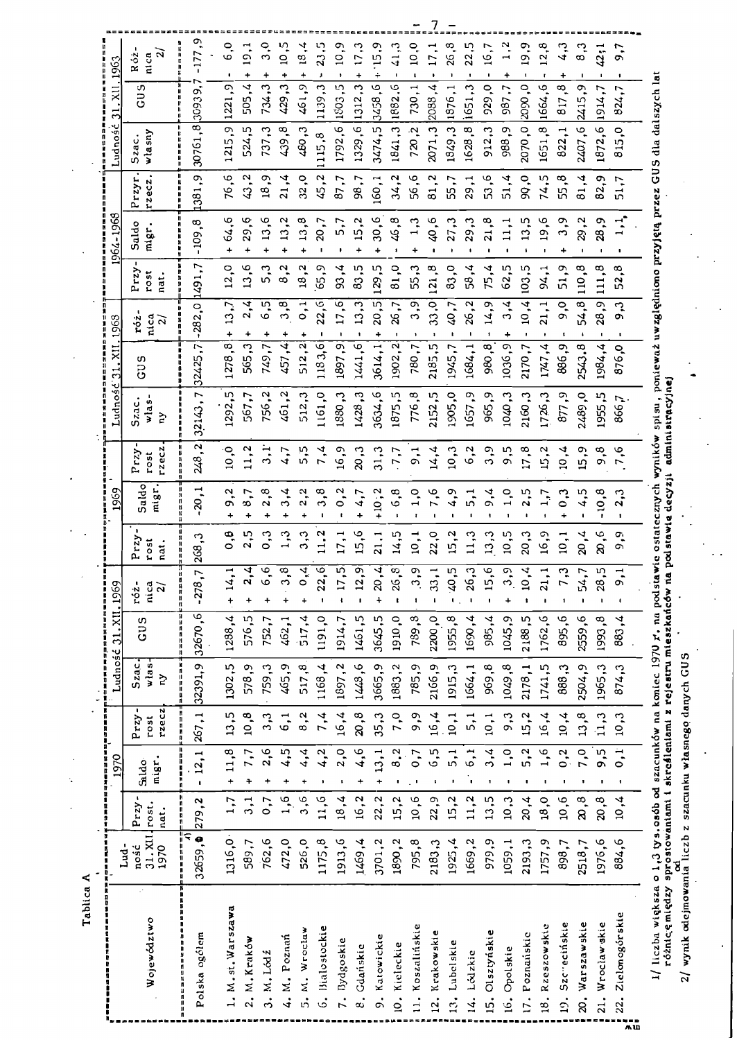Tablica A

| Województwo | Ludność 31.XII.1970 | 1970 | | | Ludność 31.XII.1969 | | | 1969 | | | Ludność 31.XII.1968 | | | 1964-1968 | | | Ludność 31.XII.1963 | | |
|---|---|---|---|---|---|---|---|---|---|---|---|---|---|---|---|---|---|---|---|
| | | Przyrost nat. | Saldo migr. | Przyrost rzecz. | Szac. własny | GUS | różnica 2/ | Przyrost nat. | Saldo migr. | Przyrost rzecz. | Szac. własny | GUS | różnica 2/ | Przyrost nat. | Saldo migr. | Przyrost rzecz. | Szac. własny | GUS | Różnica 2/ |
| Polska ogółem | 32659,0 1/ | 279,2 | - 12,1 | 267,1 | 32391,9 | 32670,6 | -278,7 | 268,3 | -20,1 | 248,2 | 32143,7 | 32425,7 | -282,0 | 1491,7 | -109,8 | 1381,9 | 30761,8 | 30939,7 | -177,9 |
| 1. M.st. Warszawa | 1316,0 | 1,7 | + 11,8 | 13,5 | 1302,5 | 1288,4 | + 14,1 | 0,8 | + 9,2 | 10,0 | 1292,5 | 1278,8 | + 13,7 | 12,0 | + 64,6 | 76,6 | 1215,9 | 1221,9 | - 6,0 |
| 2. M. Kraków | 589,7 | 3,1 | + 7,7 | 10,8 | 578,9 | 576,5 | + 2,4 | 2,5 | + 8,7 | 11,2 | 567,7 | 565,3 | + 2,4 | 13,6 | + 29,6 | 43,2 | 524,5 | 505,4 | + 19,1 |
| 3. M. Łódź | 762,6 | 0,7 | + 2,6 | 3,3 | 759,3 | 752,7 | + 6,6 | 0,3 | + 2,8 | 3,1 | 756,2 | 749,7 | + 6,5 | 5,3 | + 13,6 | 18,9 | 737,3 | 734,3 | + 3,0 |
| 4. M. Poznań | 472,0 | 1,6 | + 4,5 | 6,1 | 465,9 | 462,1 | + 3,8 | 1,3 | + 3,4 | 4,7 | 461,2 | 457,4 | + 3,8 | 8,2 | + 13,2 | 21,4 | 439,8 | 429,3 | + 10,5 |
| 5. M. Wrocław | 526,0 | 3,6 | + 4,4 | 8,2 | 517,8 | 517,4 | + 0,4 | 3,3 | + 2,2 | 5,5 | 512,3 | 512,2 | + 0,1 | 18,2 | + 13,8 | 32,0 | 480,3 | 461,9 | + 18,4 |
| 6. Białostockie | 1175,8 | 11,6 | - 4,2 | 7,4 | 1168,4 | 1191,0 | - 22,6 | 11,2 | - 3,8 | 7,4 | 1161,0 | 1183,6 | - 22,6 | 65,9 | - 20,7 | 45,2 | 1115,8 | 1139,3 | - 23,5 |
| 7. Bydgoskie | 1913,6 | 18,4 | - 2,0 | 16,4 | 1897,2 | 1914,7 | - 17,5 | 17,1 | - 0,2 | 16,9 | 1880,3 | 1897,9 | - 17,6 | 93,4 | - 5,7 | 87,7 | 1792,6 | 1803,5 | - 10,9 |
| 8. Gdańskie | 1469,4 | 16,2 | + 4,6 | 20,8 | 1448,6 | 1461,5 | - 12,9 | 15,6 | + 4,7 | 20,3 | 1428,3 | 1441,6 | - 13,3 | 83,5 | + 15,2 | 98,7 | 1329,6 | 1312,3 | + 17,3 |
| 9. Katowickie | 3701,2 | 22,2 | + 13,1 | 35,3 | 3665,9 | 3645,5 | + 20,4 | 21,1 | +10,2 | 31,3 | 3634,6 | 3614,1 | + 20,5 | 129,5 | + 30,6 | 160,1 | 3474,5 | 3458,6 | + 15,9 |
| 10. Kieleckie | 1890,2 | 15,2 | - 8,2 | 7,0 | 1883,2 | 1910,0 | - 26,8 | 14,5 | - 6,8 | 7,7 | 1875,5 | 1902,2 | - 26,7 | 81,0 | - 46,8 | 34,2 | 1841,3 | 1882,6 | - 41,3 |
| 11. Koszalińskie | 795,8 | 10,6 | - 0,7 | 9,9 | 785,9 | 789,8 | - 3,9 | 10,1 | - 1,0 | 9,1 | 776,8 | 780,7 | - 3,9 | 55,3 | + 1,3 | 56,6 | 720,2 | 730,1 | - 10,0 |
| 12. Krakowskie | 2183,3 | 22,9 | - 6,5 | 16,4 | 2166,9 | 2200,0 | - 33,1 | 22,0 | - 7,6 | 14,4 | 2152,5 | 2185,5 | - 33,0 | 121,8 | - 40,6 | 81,2 | 2071,3 | 2088,4 | - 17,1 |
| 13. Lubelskie | 1925,4 | 15,2 | - 5,1 | 10,1 | 1915,3 | 1955,8 | - 40,5 | 15,2 | - 4,9 | 10,3 | 1905,0 | 1945,7 | - 40,7 | 83,0 | - 27,3 | 55,7 | 1849,3 | 1876,1 | - 26,8 |
| 14. Łódzkie | 1669,2 | 11,2 | - 6,1 | 5,1 | 1664,1 | 1690,4 | - 26,3 | 11,3 | - 5,1 | 6,2 | 1657,9 | 1684,1 | - 26,2 | 58,4 | - 29,3 | 29,1 | 1628,8 | 1651,3 | - 22,5 |
| 15. Olsztyńskie | 979,9 | 13,5 | - 3,4 | 10,1 | 969,8 | 985,4 | - 15,6 | 13,3 | - 9,4 | 3,9 | 965,9 | 980,8 | - 14,9 | 75,4 | - 21,8 | 53,6 | 912,3 | 929,0 | - 16,7 |
| 16. Opolskie | 1059,1 | 10,3 | - 1,0 | 9,3 | 1049,8 | 1045,9 | + 3,9 | 10,5 | - 1,0 | 9,5 | 1040,3 | 1036,9 | + 3,4 | 62,5 | - 11,1 | 51,4 | 988,9 | 987,7 | + 1,2 |
| 17. Poznańskie | 2193,3 | 20,4 | - 5,2 | 15,2 | 2178,1 | 2188,5 | - 10,4 | 20,3 | - 2,5 | 17,8 | 2160,3 | 2170,7 | - 10,4 | 103,5 | - 13,5 | 90,0 | 2070,0 | 2090,0 | - 19,9 |
| 18. Rzeszowskie | 1757,9 | 18,0 | - 1,6 | 16,4 | 1741,5 | 1762,6 | - 21,1 | 16,9 | - 1,7 | 15,2 | 1726,3 | 1747,4 | - 21,1 | 94,1 | - 19,6 | 74,5 | 1651,8 | 1664,6 | - 12,8 |
| 19. Szczecińskie | 898,7 | 10,6 | - 0,2 | 10,4 | 888,3 | 895,6 | - 7,3 | 10,1 | + 0,3 | 10,4 | 877,9 | 886,9 | - 9,0 | 51,9 | + 3,9 | 55,8 | 822,1 | 817,8 | + 4,3 |
| 20. Warszawskie | 2518,7 | 20,8 | - 7,0 | 13,8 | 2504,9 | 2559,6 | - 54,7 | 20,4 | - 4,5 | 15,9 | 2489,0 | 2543,8 | - 54,8 | 110,8 | - 29,2 | 81,4 | 2407,6 | 2415,9 | - 8,3 |
| 21. Wrocławskie | 1976,6 | 20,8 | - 9,5 | 11,3 | 1965,3 | 1993,8 | - 28,5 | 20,6 | -10,8 | 9,8 | 1955,5 | 1984,4 | - 28,9 | 111,8 | - 28,9 | 82,9 | 1872,6 | 1914,7 | - 42,1 |
| 22. Zielonogórskie | 884,6 | 10,4 | - 0,1 | 10,3 | 874,3 | 883,4 | - 9,1 | 9,9 | - 2,3 | 7,6 | 866,7 | 876,0 | - 9,3 | 52,8 | - 1,1 | 51,7 | 815,0 | 824,7 | - 9,7 |

1/ liczba większa o 1,3 tys. osób od szacunków na koniec 1970 r. na podstawie ostatecznych wyników spisu, ponieważ uwzględniono przyjętą przez GUS dla dalszych lat różnicę między sprostowaniami i skreśleniami z rejestru mieszkańców na podstawie decyzji administracyjnej

2/ wynik odejmowania od liczb z szacunku własnego danych GUS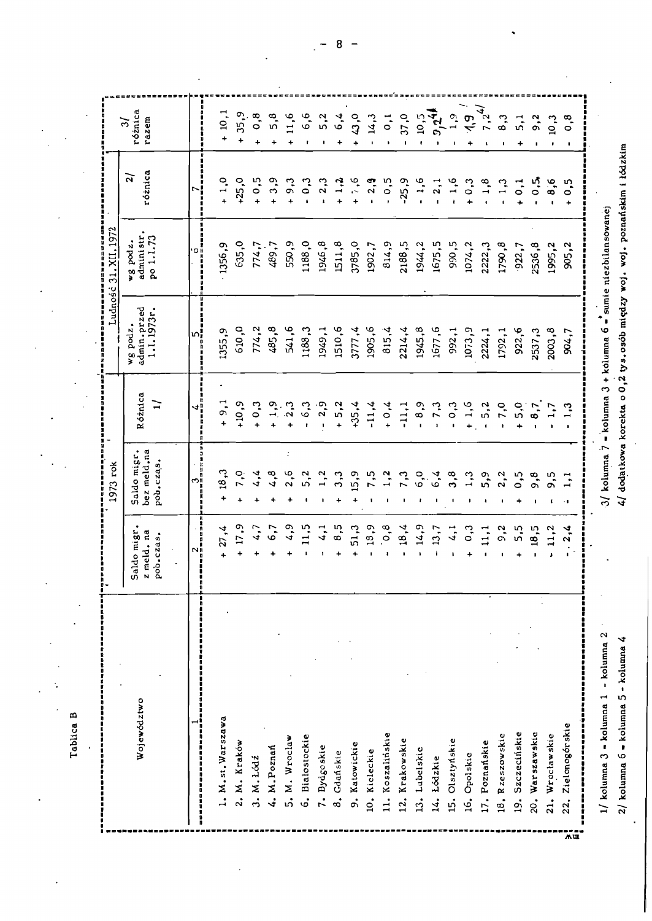Tablica B

| Województwo | 1973 rok | | | Ludność 31.XII.1972 | | | 3/ różnica razem |
|---|---|---|---|---|---|---|---|
| | Saldo migr. z meld. na pob.czas. | Saldo migr. bez meld.na pob.czas. | Różnica 1/ | wg podz. admin.przed 1.I.1973r. | wg podz. administr. po 1.I.73 | 2/ różnica | |
| 1 | 2 | 3 | 4 | 5 | 6 | 7 | |
| 1. M.st.Warszawa | + 27,4 | + 18,3 | + 9,1 | 1355,9 | 1356,9 | + 1,0 | + 10,1 |
| 2. M. Kraków | + 17,9 | + 7,0 | +10,9 | 610,0 | 635,0 | +25,0 | + 35,9 |
| 3. M.Łódź | + 4,7 | + 4,4 | + 0,3 | 774,2 | 774,7 | + 0,5 | + 0,8 |
| 4. M.Poznań | + 6,7 | + 4,8 | + 1,9 | 485,8 | 489,7 | + 3,9 | + 5,8 |
| 5. M. Wrocław | + 4,9 | + 2,6 | + 2,3 | 541,6 | 550,9 | + 9,3 | + 11,6 |
| 6. Białostockie | - 11,5 | - 5,2 | - 6,3 | 1188,3 | 1188,0 | - 0,3 | - 6,6 |
| 7. Bydgoskie | - 4,1 | - 1,2 | - 2,9 | 1949,1 | 1946,8 | - 2,3 | - 5,2 |
| 8. Gdańskie | + 8,5 | + 3,3 | + 5,2 | 1510,6 | 1511,8 | + 1,2 | + 6,4 |
| 9. Katowickie | + 51,3 | + 15,9 | +35,4 | 3777,4 | 3785,0 | + 7,6 | + 43,0 |
| 10. Kieleckie | - 18,9 | - 7,5 | -11,4 | 1905,6 | 1902,7 | - 2,9 | - 14,3 |
| 11. Koszalińskie | - 0,8 | - 1,2 | + 0,4 | 815,4 | 814,9 | - 0,5 | - 0,1 |
| 12. Krakowskie | - 18,4 | - 7,3 | -11,1 | 2214,4 | 2188,5 | -25,9 | - 37,0 |
| 13. Lubelskie | - 14,9 | - 6,0 | - 8,9 | 1945,8 | 1944,2 | - 1,6 | - 10,5 |
| 14. Łódzkie | - 13,7 | - 6,4 | - 7,3 | 1677,6 | 1675,5 | - 2,1 | - 9,2 4/ |
| 15. Olsztyńskie | - 4,1 | - 3,8 | - 0,3 | 992,1 | 990,5 | - 1,6 | - 1,9 |
| 16. Opolskie | + 0,3 | - 1,3 | + 1,6 | 1073,9 | 1074,2 | + 0,3 | + 1,9 |
| 17. Poznańskie | - 11,1 | - 5,9 | - 5,2 | 2224,1 | 2222,3 | - 1,8 | - 7,2 4/ |
| 18. Rzeszowskie | - 9,2 | - 2,2 | - 7,0 | 1792,1 | 1790,8 | - 1,3 | - 8,3 |
| 19. Szczecińskie | + 5,5 | + 0,5 | + 5,0 | 922,6 | 922,7 | + 0,1 | + 5,1 |
| 20. Warszawskie | - 18,5 | - 9,8 | - 8,7 | 2537,3 | 2536,8 | - 0,5 | - 9,2 |
| 21. Wrocławskie | - 11,2 | - 9,5 | - 1,7 | 2003,8 | 1995,2 | - 8,6 | - 10,3 |
| 22. Zielonogórskie | - 2,4 | - 1,1 | - 1,3 | 904,7 | 905,2 | + 0,5 | - 0,8 |

1/ kolumna 3 = kolumna 1 - kolumna 2

2/ kolumna 6 = kolumna 5 - kolumna 4

3/ kolumna 7 = kolumna 3 + kolumna 6 = sumie niezbilansowanej

4/ dodatkowa korekta o 0,2 tys.osób między woj. woj. poznańskim i łódzkim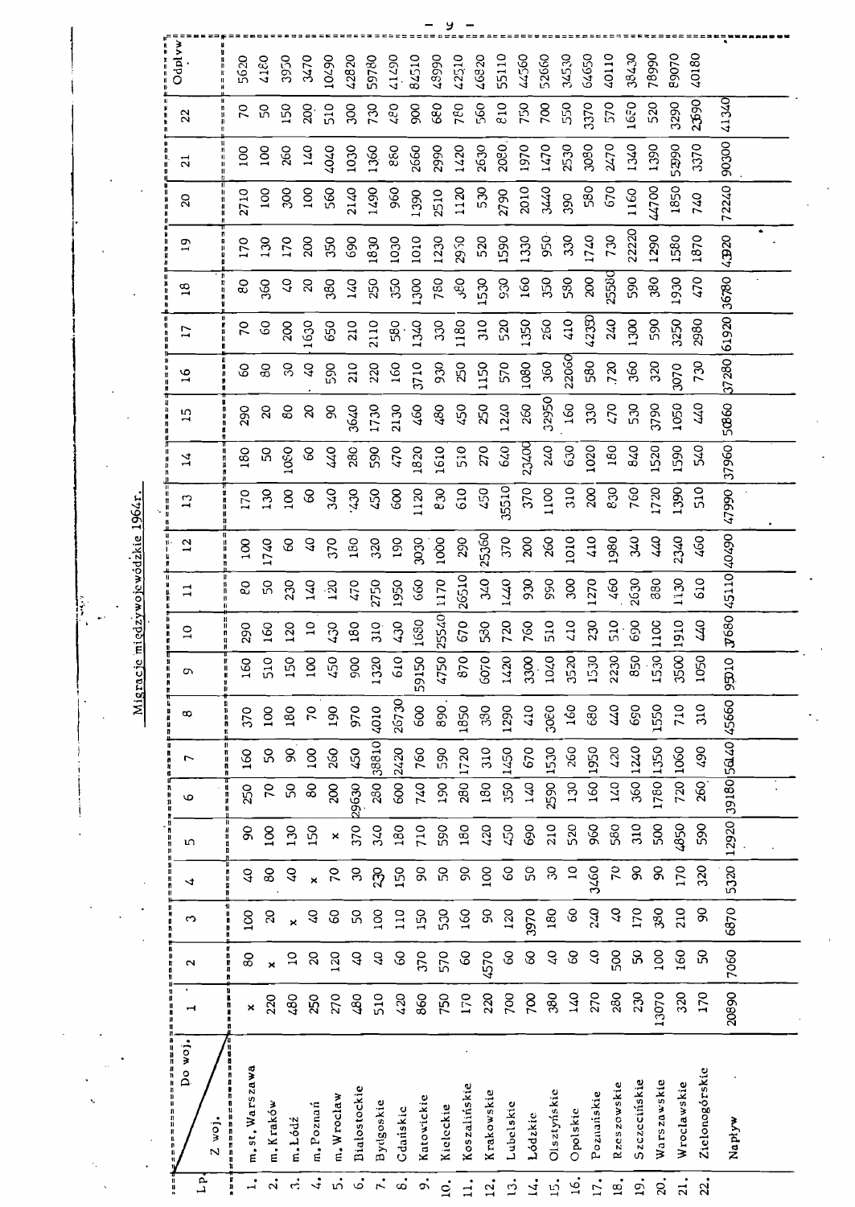# Migracje międzywojewódzkie 1964r.

| Lp. | Z woj. \ Do woj. | 1 | 2 | 3 | 4 | 5 | 6 | 7 | 8 | 9 | 10 | 11 | 12 | 13 | 14 | 15 | 16 | 17 | 18 | 19 | 20 | 21 | 22 | Odpływ |
|---|---|---|---|---|---|---|---|---|---|---|---|---|---|---|---|---|---|---|---|---|---|---|---|---|
| 1. | m.st. Warszawa | x | 80 | 100 | 40 | 90 | 250 | 160 | 370 | 160 | 290 | 80 | 100 | 170 | 180 | 290 | 60 | 70 | 80 | 170 | 2710 | 100 | 70 | 5620 |
| 2. | m.Kraków | 220 | x | 20 | 80 | 100 | 70 | 50 | 100 | 510 | 160 | 50 | 1740 | 130 | 50 | 20 | 80 | 60 | 360 | 130 | 100 | 100 | 50 | 4180 |
| 3. | m.Łódź | 480 | 10 | x | 40 | 130 | 50 | 90 | 180 | 150 | 120 | 230 | 60 | 100 | 1080 | 80 | 30 | 200 | 40 | 170 | 300 | 260 | 150 | 3950 |
| 4. | m.Poznań | 250 | 20 | 40 | x | 150 | 80 | 100 | 70 | 100 | 10 | 140 | 40 | 60 | 60 | 20 | 40 | 1630 | 20 | 200 | 100 | 140 | 200 | 3470 |
| 5. | m.Wrocław | 270 | 120 | 60 | 70 | x | 200 | 260 | 190 | 450 | 430 | 120 | 370 | 340 | 440 | 90 | 590 | 650 | 380 | 350 | 560 | 4040 | 510 | 10490 |
| 6. | Białostockie | 480 | 40 | 50 | 30 | 370 | 29630 | 450 | 970 | 900 | 180 | 470 | 180 | 430 | 280 | 3640 | 210 | 210 | 140 | 690 | 2140 | 1030 | 300 | 42820 |
| 7. | Bydgoskie | 510 | 40 | 100 | 230 | 340 | 280 | 38810 | 4010 | 1320 | 310 | 2750 | 320 | 450 | 590 | 1730 | 220 | 2110 | 250 | 1830 | 1490 | 1360 | 730 | 59780 |
| 8. | Gdańskie | 420 | 60 | 110 | 150 | 180 | 600 | 2420 | 26730 | 610 | 430 | 1950 | 190 | 600 | 470 | 2130 | 160 | 580 | 350 | 1030 | 960 | 880 | 480 | 41290 |
| 9. | Katowickie | 860 | 370 | 150 | 90 | 710 | 740 | 760 | 600 | 59150 | 1680 | 660 | 3030 | 1120 | 1820 | 460 | 3710 | 1340 | 1300 | 1010 | 1390 | 2660 | 900 | 84510 |
| 10. | Kieleckie | 750 | 570 | 530 | 50 | 590 | 190 | 590 | 890 | 4750 | 25540 | 1170 | 1000 | 830 | 1610 | 480 | 930 | 330 | 780 | 1230 | 2510 | 2990 | 680 | 48990 |
| 11. | Koszalińskie | 170 | 60 | 160 | 90 | 180 | 280 | 1720 | 1850 | 870 | 670 | 26510 | 290 | 610 | 510 | 450 | 250 | 1180 | 380 | 2950 | 1120 | 1420 | 780 | 42510 |
| 12. | Krakowskie | 220 | 4570 | 90 | 100 | 420 | 180 | 310 | 380 | 6070 | 530 | 340 | 25360 | 450 | 270 | 250 | 1150 | 310 | 1530 | 520 | 530 | 2630 | 560 | 46820 |
| 13. | Lubelskie | 700 | 60 | 120 | 60 | 450 | 350 | 1450 | 1290 | 1420 | 720 | 1440 | 370 | 35510 | 640 | 1240 | 570 | 520 | 930 | 1590 | 2790 | 2080 | 810 | 55110 |
| 14. | Łódzkie | 700 | 60 | 3970 | 50 | 690 | 140 | 670 | 410 | 3300 | 760 | 930 | 200 | 370 | 23400 | 260 | 1080 | 1350 | 160 | 1330 | 2010 | 1970 | 750 | 44560 |
| 15. | Olsztyńskie | 380 | 40 | 180 | 30 | 210 | 2590 | 1530 | 3080 | 1040 | 510 | 990 | 260 | 1100 | 240 | 32950 | 360 | 260 | 350 | 950 | 3440 | 1470 | 700 | 52660 |
| 16. | Opolskie | 140 | 60 | 60 | 10 | 520 | 130 | 260 | 160 | 3520 | 410 | 300 | 1010 | 310 | 630 | 160 | 22060 | 410 | 580 | 330 | 390 | 2530 | 550 | 34530 |
| 17. | Poznańskie | 270 | 40 | 240 | 3460 | 960 | 160 | 1950 | 680 | 1530 | 230 | 1270 | 410 | 200 | 1020 | 330 | 580 | 42350 | 200 | 1740 | 580 | 3080 | 3370 | 64650 |
| 18. | Rzeszowskie | 280 | 500 | 40 | 70 | 580 | 140 | 420 | 440 | 2230 | 510 | 460 | 1980 | 830 | 180 | 470 | 720 | 240 | 25580 | 730 | 670 | 2470 | 570 | 40110 |
| 19. | Szczecińskie | 230 | 50 | 170 | 90 | 310 | 360 | 1240 | 690 | 850 | 690 | 2630 | 340 | 760 | 840 | 530 | 360 | 1300 | 590 | 22220 | 1160 | 1340 | 1650 | 38430 |
| 20. | Warszawskie | 13070 | 100 | 380 | 90 | 500 | 1780 | 1350 | 1550 | 1530 | 1100 | 880 | 440 | 1720 | 1520 | 3790 | 320 | 590 | 380 | 1290 | 44700 | 1390 | 520 | 78990 |
| 21. | Wrocławskie | 320 | 160 | 210 | 170 | 4850 | 720 | 1060 | 710 | 3500 | 1910 | 1130 | 2340 | 1390 | 1590 | 1050 | 3070 | 3250 | 1930 | 1580 | 1850 | 52990 | 3290 | 89070 |
| 22. | Zielonogórskie | 170 | 50 | 90 | 320 | 590 | 260 | 490 | 310 | 1050 | 440 | 610 | 460 | 510 | 540 | 440 | 730 | 2980 | 470 | 1870 | 740 | 3370 | 23690 | 40180 |
| | Napływ | 20890 | 7060 | 6870 | 5320 | 12920 | 39180 | 56140 | 45660 | 95010 | 37680 | 45110 | 40490 | 47990 | 37960 | 50860 | 37280 | 61920 | 36780 | 45920 | 72240 | 90300 | 41340 | |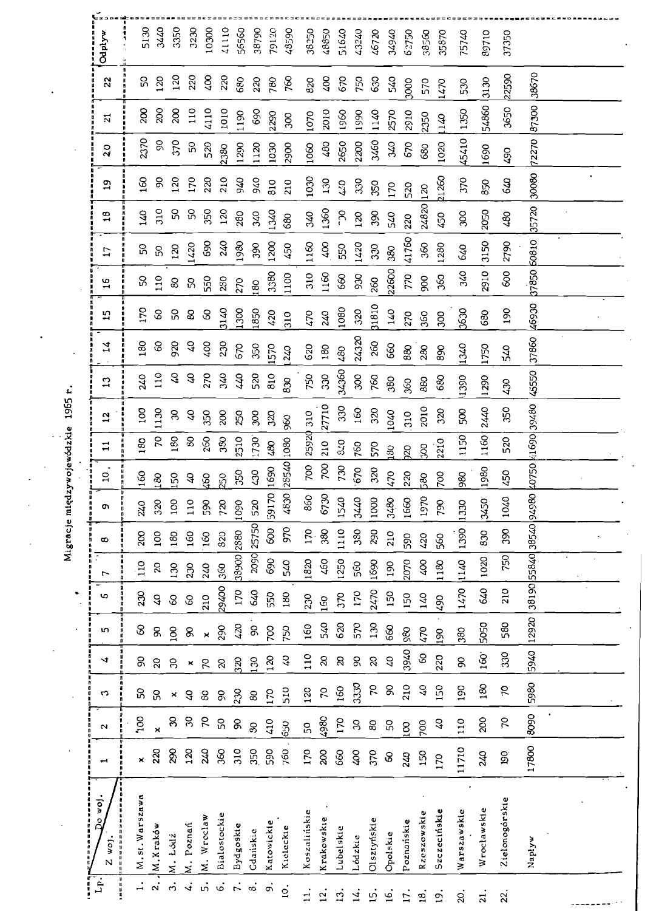# Migracje międzywojewódzkie 1965 r.

| Lp. | Z woj. / Do woj. | 1 | 2 | 3 | 4 | 5 | 6 | 7 | 8 | 9 | 10 | 11 | 12 | 13 | 14 | 15 | 16 | 17 | 18 | 19 | 20 | 21 | 22 | Odpływ |
|---|---|---|---|---|---|---|---|---|---|---|---|---|---|---|---|---|---|---|---|---|---|---|---|---|
| 1. | M.st.Warszawa | × | 100 | 50 | 90 | 60 | 230 | 110 | 200 | 240 | 160 | 180 | 100 | 240 | 180 | 170 | 50 | 50 | 140 | 160 | 2370 | 200 | 50 | 5130 |
| 2. | M.Kraków | 220 | × | 50 | 20 | 90 | 40 | 20 | 100 | 320 | 180 | 70 | 1130 | 110 | 60 | 60 | 110 | 50 | 310 | 90 | 90 | 200 | 120 | 3440 |
| 3. | M. Łódź | 290 | 30 | × | 30 | 100 | 60 | 130 | 180 | 100 | 150 | 180 | 30 | 40 | 920 | 50 | 80 | 120 | 50 | 120 | 370 | 200 | 120 | 3350 |
| 4. | M. Poznań | 120 | 30 | 40 | × | 90 | 60 | 230 | 160 | 110 | 40 | 80 | 40 | 40 | 40 | 80 | 50 | 1420 | 50 | 170 | 50 | 110 | 220 | 3230 |
| 5. | M. Wrocław | 240 | 70 | 80 | 70 | × | 210 | 240 | 160 | 590 | 460 | 260 | 350 | 270 | 400 | 60 | 550 | 690 | 350 | 220 | 520 | 4110 | 400 | 10300 |
| 6. | Białostockie | 360 | 50 | 90 | 20 | 290 | 29400 | 360 | 820 | 720 | 250 | 390 | 200 | 340 | 230 | 3140 | 280 | 240 | 120 | 210 | 2380 | 1010 | 220 | 41110 |
| 7. | Bydgoskie | 310 | 90 | 230 | 320 | 420 | 170 | 38900 | 2880 | 1090 | 350 | 2510 | 250 | 440 | 670 | 1300 | 270 | 1980 | 280 | 940 | 1290 | 1190 | 680 | 56560 |
| 8. | Gdańskie | 350 | 90 | 80 | 130 | 90 | 640 | 2090 | 25750 | 520 | 430 | 1730 | 300 | 520 | 350 | 1850 | 180 | 390 | 340 | 940 | 1120 | 690 | 220 | 38790 |
| 9. | Katowickie | 590 | 410 | 170 | 120 | 700 | 550 | 690 | 600 | 59170 | 1690 | 480 | 320 | 810 | 1570 | 420 | 3380 | 1200 | 1340 | 810 | 1030 | 2290 | 780 | 79120 |
| 10. | Kieleckie | 760 | 650 | 510 | 40 | 750 | 180 | 540 | 970 | 4830 | 28540 | 1080 | 960 | 830 | 240 | 310 | 1100 | 450 | 680 | 210 | 2900 | 300 | 760 | 48590 |
| 11. | Koszalińskie | 170 | 50 | 120 | 110 | 160 | 230 | 1820 | 170 | 860 | 700 | 25920 | 310 | 750 | 620 | 470 | 310 | 1160 | 340 | 1030 | 1060 | 1070 | 820 | 38250 |
| 12. | Krakowskie | 200 | 4980 | 70 | 20 | 540 | 160 | 460 | 380 | 6730 | 700 | 210 | 27710 | 330 | 180 | 240 | 1160 | 400 | 1360 | 130 | 480 | 2010 | 400 | 48850 |
| 13. | Lubelskie | 660 | 170 | 160 | 20 | 620 | 370 | 1250 | 1110 | 1540 | 730 | 820 | 330 | 34360 | 480 | 1080 | 660 | 550 | 30 | 440 | 2650 | 1960 | 670 | 51640 |
| 14. | Łódzkie | 400 | 30 | 3330 | 90 | 570 | 170 | 560 | 380 | 3440 | 670 | 760 | 160 | 300 | 24320 | 320 | 930 | 1420 | 120 | 330 | 2200 | 1990 | 750 | 43240 |
| 15. | Olsztyńskie | 370 | 80 | 70 | 20 | 130 | 2470 | 1690 | 290 | 1000 | 320 | 570 | 320 | 760 | 260 | 31810 | 260 | 330 | 390 | 350 | 3460 | 1140 | 630 | 46720 |
| 16. | Opolskie | 60 | 50 | 90 | 40 | 660 | 150 | 190 | 210 | 3480 | 470 | 180 | 1040 | 380 | 660 | 140 | 22600 | 380 | 540 | 170 | 340 | 2570 | 540 | 34940 |
| 17. | Poznańskie | 240 | 100 | 210 | 3940 | 980 | 150 | 2070 | 590 | 1660 | 220 | 920 | 310 | 360 | 880 | 270 | 770 | 41760 | 220 | 520 | 670 | 2910 | 3000 | 62750 |
| 18. | Rzeszowskie | 150 | 700 | 40 | 60 | 470 | 140 | 400 | 420 | 1970 | 580 | 300 | 2010 | 880 | 280 | 360 | 900 | 360 | 24820 | 120 | 680 | 2350 | 570 | 38560 |
| 19. | Szczecińskie | 170 | 40 | 150 | 220 | 190 | 490 | 1180 | 560 | 790 | 700 | 2210 | 320 | 680 | 890 | 300 | 360 | 1280 | 450 | 21260 | 1020 | 1140 | 1470 | 35870 |
| 20. | Warszawskie | 11710 | 110 | 190 | 90 | 380 | 1470 | 1140 | 1390 | 1330 | 980 | 1150 | 500 | 1390 | 1340 | 3630 | 340 | 640 | 300 | 370 | 45410 | 1350 | 530 | 75740 |
| 21. | Wrocławskie | 240 | 200 | 180 | 160 | 5050 | 640 | 1020 | 830 | 3450 | 1980 | 1160 | 2440 | 1290 | 1750 | 680 | 2910 | 3150 | 2050 | 850 | 1690 | 54860 | 3130 | 89710 |
| 22. | Zielonogórskie | 190 | 70 | 70 | 330 | 580 | 210 | 750 | 390 | 1040 | 450 | 520 | 350 | 430 | 540 | 190 | 600 | 2790 | 480 | 640 | 490 | 3650 | 22590 | 37350 |
| | Napływ | 17800 | 8090 | 5980 | 5940 | 12920 | 38190 | 55840 | 38540 | 94980 | 40750 | 41690 | 39480 | 45550 | 37860 | 46930 | 37850 | 60810 | 35720 | 30080 | 72270 | 87300 | 38670 | |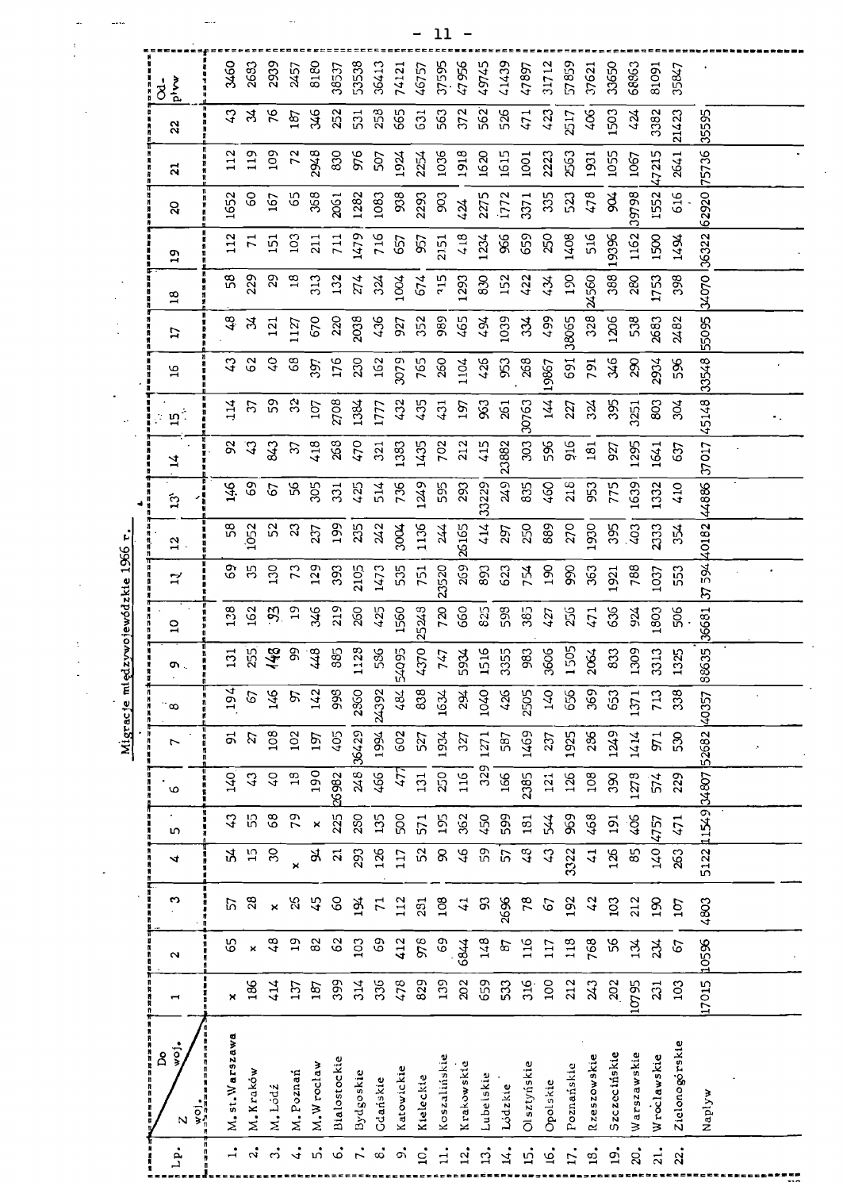## Migracje międzywojewódzkie 1966 r.

| Lp. | Z woj. / Do woj. | 1 | 2 | 3 | 4 | 5 | 6 | 7 | 8 | 9 | 10 | 11 | 12 | 13 | 14 | 15 | 16 | 17 | 18 | 19 | 20 | 21 | 22 | Odpływ |
|---|---|---|---|---|---|---|---|---|---|---|---|---|---|---|---|---|---|---|---|---|---|---|---|---|
| 1. | M.st.Warszawa | x | 65 | 57 | 54 | 43 | 140 | 91 | 194 | 131 | 138 | 69 | 58 | 146 | 92 | 114 | 43 | 48 | 58 | 112 | 1652 | 112 | 43 | 3460 |
| 2. | M.Kraków | 186 | x | 28 | 15 | 55 | 43 | 27 | 67 | 255 | 162 | 35 | 1052 | 69 | 43 | 37 | 62 | 34 | 229 | 71 | 60 | 119 | 34 | 2683 |
| 3. | M.Łódź | 414 | 48 | x | 30 | 68 | 40 | 108 | 146 | 148 | 93 | 130 | 52 | 67 | 843 | 59 | 40 | 121 | 29 | 151 | 167 | 109 | 76 | 2939 |
| 4. | M.Poznań | 137 | 19 | 26 | x | 79 | 18 | 102 | 97 | 99 | 19 | 73 | 23 | 56 | 37 | 32 | 68 | 1127 | 18 | 103 | 65 | 72 | 187 | 2457 |
| 5. | M.Wrocław | 187 | 82 | 45 | 94 | x | 190 | 197 | 142 | 448 | 346 | 129 | 237 | 305 | 418 | 107 | 397 | 670 | 313 | 211 | 368 | 2948 | 346 | 8180 |
| 6. | Białostockie | 399 | 62 | 60 | 21 | 225 | 26982 | 405 | 998 | 885 | 219 | 393 | 199 | 331 | 268 | 2708 | 176 | 220 | 132 | 711 | 2061 | 830 | 252 | 38537 |
| 7. | Bydgoskie | 314 | 103 | 194 | 293 | 280 | 248 | 36429 | 2850 | 1128 | 260 | 2105 | 235 | 425 | 470 | 1384 | 230 | 2038 | 274 | 1479 | 1282 | 976 | 531 | 53538 |
| 8. | Gdańskie | 336 | 69 | 71 | 126 | 135 | 466 | 1994 | 24392 | 586 | 425 | 1473 | 242 | 514 | 321 | 1777 | 162 | 436 | 324 | 716 | 1083 | 507 | 258 | 36413 |
| 9. | Katowickie | 478 | 412 | 112 | 117 | 500 | 477 | 602 | 484 | 54095 | 1560 | 535 | 3004 | 736 | 1383 | 432 | 3079 | 927 | 1004 | 657 | 938 | 1924 | 665 | 74121 |
| 10. | Kieleckie | 829 | 978 | 281 | 52 | 571 | 131 | 527 | 838 | 4370 | 25248 | 751 | 1136 | 1249 | 1435 | 435 | 765 | 352 | 674 | 957 | 2293 | 2254 | 631 | 46757 |
| 11. | Koszalińskie | 139 | 69 | 108 | 90 | 195 | 250 | 1934 | 1634 | 747 | 720 | 23520 | 244 | 595 | 702 | 431 | 260 | 989 | 715 | 2151 | 903 | 1036 | 563 | 37595 |
| 12. | Krakowskie | 202 | 6844 | 41 | 46 | 362 | 116 | 327 | 294 | 5934 | 660 | 269 | 26165 | 293 | 212 | 197 | 1104 | 465 | 1293 | 418 | 424 | 1918 | 372 | 47956 |
| 13. | Lubelskie | 659 | 148 | 93 | 59 | 450 | 329 | 1271 | 1040 | 1516 | 825 | 893 | 414 | 33229 | 415 | 963 | 426 | 494 | 830 | 1234 | 2275 | 1620 | 562 | 49745 |
| 14. | Łódzkie | 533 | 87 | 2696 | 57 | 599 | 166 | 587 | 426 | 3355 | 598 | 623 | 297 | 249 | 23882 | 261 | 953 | 1039 | 152 | 966 | 1772 | 1615 | 526 | 41439 |
| 15. | Olsztyńskie | 316 | 116 | 78 | 48 | 181 | 2385 | 1469 | 2505 | 983 | 383 | 754 | 250 | 835 | 303 | 30763 | 268 | 334 | 422 | 659 | 3371 | 1001 | 471 | 47897 |
| 16. | Opolskie | 100 | 117 | 67 | 43 | 544 | 121 | 237 | 140 | 3606 | 427 | 190 | 889 | 460 | 596 | 144 | 19867 | 499 | 434 | 250 | 335 | 2223 | 423 | 31712 |
| 17. | Poznańskie | 212 | 118 | 192 | 3322 | 969 | 126 | 1925 | 656 | 1505 | 256 | 990 | 270 | 218 | 916 | 227 | 691 | 38065 | 190 | 1408 | 523 | 2563 | 2517 | 57859 |
| 18. | Rzeszowskie | 243 | 768 | 42 | 41 | 468 | 108 | 286 | 369 | 2064 | 471 | 363 | 1930 | 953 | 181 | 324 | 791 | 328 | 24560 | 516 | 478 | 1931 | 406 | 37621 |
| 19. | Szczecińskie | 202 | 56 | 103 | 126 | 191 | 390 | 1249 | 653 | 833 | 636 | 1921 | 395 | 775 | 927 | 395 | 346 | 1206 | 388 | 19396 | 904 | 1055 | 1503 | 33650 |
| 20. | Warszawskie | 10795 | 134 | 212 | 85 | 406 | 1278 | 1414 | 1371 | 1309 | 924 | 788 | 403 | 1639 | 1295 | 3251 | 290 | 538 | 280 | 1162 | 39798 | 1067 | 424 | 68863 |
| 21. | Wrocławskie | 231 | 234 | 190 | 140 | 4757 | 574 | 971 | 713 | 3313 | 1803 | 1037 | 2333 | 1332 | 1641 | 803 | 2934 | 2683 | 1753 | 1500 | 1552 | 47215 | 3382 | 81091 |
| 22. | Zielonogórskie | 103 | 67 | 107 | 263 | 471 | 229 | 530 | 338 | 1325 | 506 | 553 | 354 | 410 | 637 | 304 | 596 | 2482 | 398 | 1494 | 616 | 2641 | 21423 | 35847 |
| | Napływ | 17015 | 10596 | 4803 | 5122 | 11549 | 34807 | 52682 | 40357 | 88635 | 36681 | 37594 | 40182 | 44886 | 37017 | 45148 | 33548 | 55095 | 34070 | 36322 | 62920 | 75736 | 35595 | |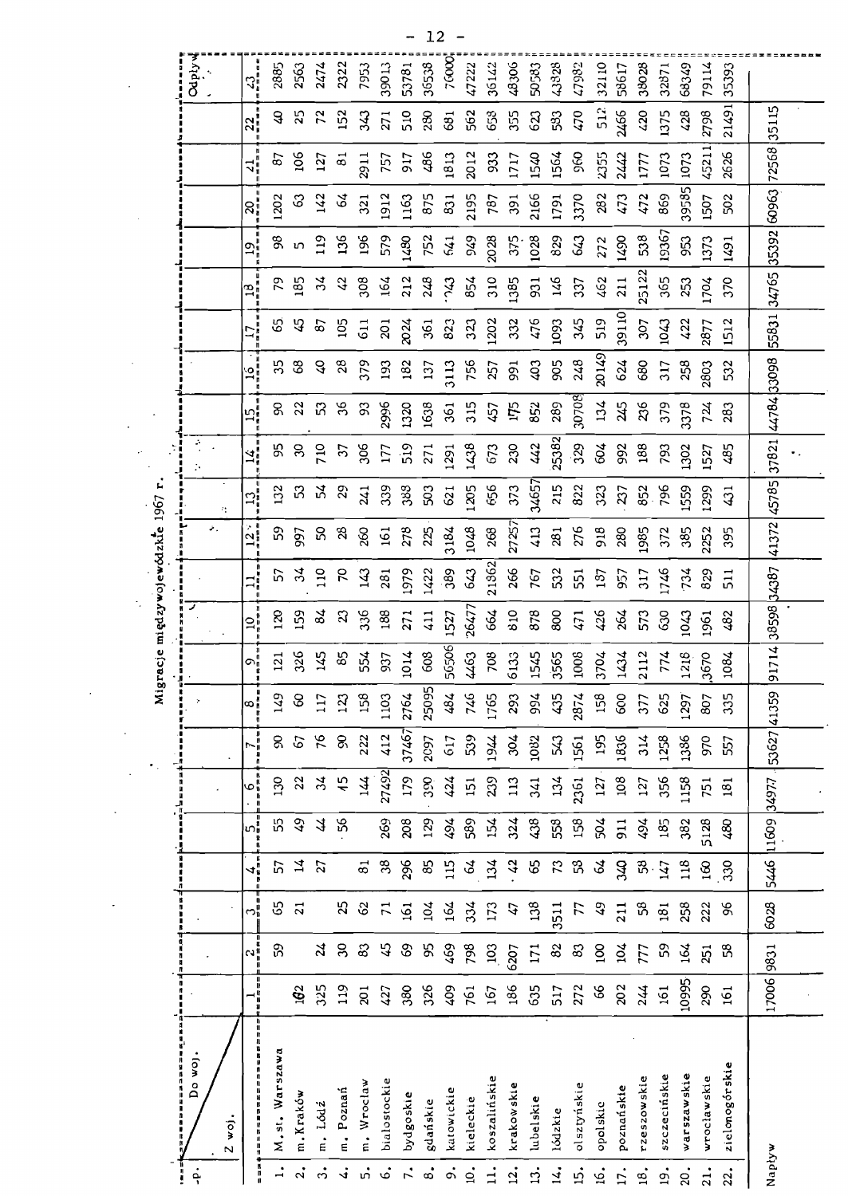# Migracje międzywojewódzkie 1967 r.

| Lp. | Z woj. \ Do woj. | 1 | 2 | 3 | 4 | 5 | 6 | 7 | 8 | 9 | 10 | 11 | 12 | 13 | 14 | 15 | 16 | 17 | 18 | 19 | 20 | 21 | 22 | Odpływ 23 |
|---|---|---|---|---|---|---|---|---|---|---|---|---|---|---|---|---|---|---|---|---|---|---|---|---|
| 1. | M. st. Warszawa | | 59 | 65 | 57 | 55 | 130 | 90 | 149 | 121 | 120 | 57 | 59 | 132 | 95 | 90 | 35 | 65 | 79 | 98 | 1202 | 87 | 40 | 2885 |
| 2. | m. Kraków | 162 | | 21 | 14 | 49 | 22 | 67 | 60 | 326 | 159 | 34 | 997 | 53 | 30 | 22 | 68 | 45 | 185 | 5 | 63 | 106 | 25 | 2563 |
| 3. | m. Łódź | 325 | 24 | | 27 | 44 | 34 | 76 | 117 | 145 | 84 | 110 | 50 | 54 | 710 | 53 | 40 | 87 | 34 | 119 | 142 | 127 | 72 | 2474 |
| 4. | m. Poznań | 119 | 30 | 25 | | 56 | 45 | 90 | 123 | 85 | 23 | 70 | 28 | 29 | 37 | 36 | 28 | 105 | 42 | 136 | 64 | 81 | 152 | 2322 |
| 5. | m. Wrocław | 201 | 83 | 62 | 81 | | 144 | 222 | 158 | 554 | 336 | 143 | 260 | 241 | 306 | 93 | 379 | 611 | 308 | 196 | 321 | 2911 | 343 | 7953 |
| 6. | białostockie | 427 | 45 | 71 | 38 | 269 | 27492 | 412 | 1103 | 937 | 188 | 281 | 161 | 339 | 177 | 2996 | 193 | 201 | 164 | 579 | 1912 | 757 | 271 | 39013 |
| 7. | bydgoskie | 380 | 69 | 161 | 296 | 208 | 179 | 37467 | 2764 | 1014 | 271 | 1979 | 278 | 388 | 519 | 1320 | 182 | 2024 | 212 | 1480 | 1163 | 917 | 510 | 53781 |
| 8. | gdańskie | 326 | 95 | 104 | 85 | 129 | 390 | 2097 | 25095 | 608 | 411 | 1422 | 225 | 503 | 271 | 1638 | 137 | 361 | 248 | 752 | 875 | 486 | 280 | 36538 |
| 9. | katowickie | 409 | 469 | 164 | 115 | 494 | 424 | 617 | 484 | 56506 | 1527 | 389 | 3184 | 621 | 1291 | 361 | 3113 | 823 | 743 | 641 | 831 | 1813 | 681 | 76000 |
| 10. | kieleckie | 761 | 798 | 334 | 64 | 589 | 151 | 539 | 746 | 4463 | 26477 | 643 | 1048 | 1205 | 1438 | 315 | 756 | 323 | 854 | 949 | 2195 | 2012 | 562 | 47222 |
| 11. | koszalińskie | 167 | 103 | 173 | 134 | 154 | 239 | 1944 | 1765 | 708 | 664 | 21862 | 268 | 656 | 673 | 457 | 257 | 1202 | 310 | 2028 | 787 | 933 | 653 | 36142 |
| 12. | krakowskie | 186 | 6207 | 47 | 42 | 324 | 113 | 304 | 293 | 6133 | 810 | 266 | 27257 | 373 | 230 | 175 | 991 | 332 | 1385 | 375 | 391 | 1717 | 355 | 48306 |
| 13. | lubelskie | 635 | 171 | 138 | 65 | 438 | 341 | 1082 | 994 | 1545 | 878 | 767 | 413 | 34657 | 442 | 852 | 403 | 476 | 931 | 1028 | 2166 | 1540 | 623 | 50583 |
| 14. | łódzkie | 517 | 82 | 3511 | 73 | 558 | 134 | 543 | 435 | 3565 | 800 | 532 | 281 | 215 | 25382 | 289 | 905 | 1093 | 146 | 829 | 1791 | 1564 | 583 | 43928 |
| 15. | olsztyńskie | 272 | 83 | 77 | 58 | 158 | 2361 | 1561 | 2874 | 1008 | 471 | 551 | 276 | 822 | 329 | 30708 | 248 | 345 | 337 | 643 | 3370 | 960 | 470 | 47982 |
| 16. | opolskie | 66 | 100 | 49 | 64 | 504 | 127 | 195 | 158 | 3704 | 426 | 187 | 918 | 323 | 604 | 134 | 20149 | 519 | 462 | 272 | 282 | 2355 | 512 | 32110 |
| 17. | poznańskie | 202 | 104 | 211 | 340 | 911 | 108 | 1836 | 600 | 1434 | 264 | 957 | 280 | 237 | 992 | 245 | 624 | 39110 | 211 | 1490 | 473 | 2442 | 2466 | 58617 |
| 18. | rzeszowskie | 244 | 777 | 58 | 58 | 494 | 127 | 314 | 377 | 2112 | 573 | 317 | 1985 | 852 | 188 | 236 | 680 | 307 | 25122 | 538 | 472 | 1777 | 420 | 38028 |
| 19. | szczecińskie | 161 | 59 | 181 | 147 | 185 | 356 | 1258 | 625 | 774 | 630 | 1746 | 372 | 796 | 793 | 379 | 317 | 1043 | 365 | 19367 | 869 | 1073 | 1375 | 32871 |
| 20. | warszawskie | 10995 | 164 | 258 | 118 | 382 | 1158 | 1386 | 1297 | 1218 | 1043 | 734 | 385 | 1559 | 1302 | 3378 | 258 | 422 | 253 | 953 | 39585 | 1073 | 428 | 68349 |
| 21. | wrocławskie | 290 | 251 | 222 | 160 | 5128 | 751 | 970 | 807 | 3670 | 1961 | 829 | 2252 | 1299 | 1527 | 724 | 2803 | 2877 | 1704 | 1373 | 1507 | 45211 | 2798 | 79114 |
| 22. | zielonogórskie | 161 | 58 | 96 | 330 | 480 | 181 | 557 | 335 | 1084 | 482 | 511 | 395 | 431 | 485 | 283 | 532 | 1512 | 370 | 1491 | 502 | 2626 | 21491 | 35393 |
| | Napływ | 17006 | 9831 | 6028 | 5446 | 11609 | 34977 | 53627 | 41359 | 91714 | 38598 | 34387 | 41372 | 45785 | 37821 | 44784 | 33098 | 55831 | 34765 | 35392 | 60963 | 72568 | 35115 | |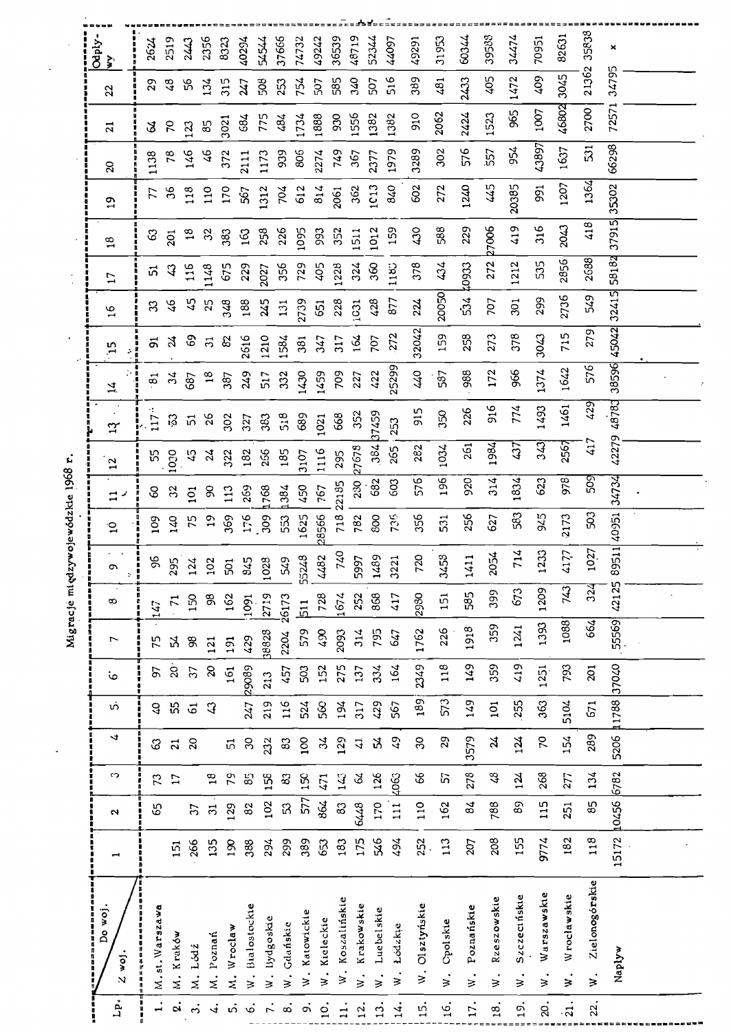# Migracje międzywojewódzkie 1968 r.

| Lp. | Z woj. / Do woj. | 1 | 2 | 3 | 4 | 5 | 6 | 7 | 8 | 9 | 10 | 11 | 12 | 13 | 14 | 15 | 16 | 17 | 18 | 19 | 20 | 21 | 22 | Odpływy |
|---|---|---|---|---|---|---|---|---|---|---|---|---|---|---|---|---|---|---|---|---|---|---|---|---|
| 1. | M.st. Warszawa | | 65 | 73 | 63 | 40 | 97 | 75 | 147 | 96 | 109 | 60 | 55 | 117 | 81 | 91 | 33 | 51 | 63 | 77 | 1138 | 64 | 29 | 2624 |
| 2. | M. Kraków | 151 | | 17 | 21 | 55 | 20 | 54 | 71 | 295 | 140 | 32 | 1030 | 53 | 34 | 24 | 46 | 43 | 201 | 36 | 78 | 70 | 48 | 2519 |
| 3. | M. Łódź | 266 | 37 | | 20 | 61 | 37 | 98 | 150 | 124 | 75 | 101 | 45 | 51 | 687 | 69 | 45 | 116 | 18 | 118 | 146 | 123 | 56 | 2443 |
| 4. | M. Poznań | 135 | 31 | 18 | | 43 | 20 | 121 | 98 | 102 | 19 | 90 | 24 | 26 | 18 | 31 | 25 | 1148 | 32 | 110 | 46 | 85 | 134 | 2356 |
| 5. | M. Wrocław | 190 | 129 | 79 | 51 | | 161 | 191 | 162 | 501 | 369 | 113 | 322 | 302 | 387 | 82 | 348 | 675 | 383 | 170 | 372 | 3021 | 315 | 8323 |
| 6. | W. Białostockie | 388 | 82 | 85 | 30 | 247 | 29089 | 429 | 1091 | 845 | 176 | 269 | 182 | 327 | 249 | 2616 | 188 | 229 | 163 | 567 | 2111 | 684 | 247 | 40294 |
| 7. | W. Bydgoskie | 294 | 102 | 158 | 232 | 219 | 213 | 38828 | 2719 | 1028 | 309 | 1768 | 266 | 383 | 517 | 1210 | 245 | 2027 | 258 | 1312 | 1173 | 775 | 508 | 54544 |
| 8. | W. Gdańskie | 299 | 53 | 83 | 83 | 116 | 457 | 2204 | 26173 | 549 | 553 | 1384 | 185 | 518 | 332 | 1584 | 131 | 356 | 226 | 704 | 939 | 484 | 253 | 37666 |
| 9. | W. Katowickie | 389 | 577 | 150 | 100 | 524 | 503 | 579 | 511 | 55248 | 1625 | 450 | 3107 | 689 | 1430 | 381 | 2739 | 729 | 1095 | 612 | 806 | 1734 | 754 | 74732 |
| 10. | W. Kieleckie | 653 | 864 | 471 | 34 | 560 | 152 | 490 | 728 | 4482 | 28566 | 767 | 1116 | 1021 | 1459 | 347 | 651 | 405 | 993 | 814 | 2274 | 1888 | 507 | 49242 |
| 11. | W. Koszalińskie | 183 | 83 | 143 | 129 | 194 | 275 | 2093 | 1674 | 740 | 718 | 22185 | 295 | 668 | 709 | 317 | 228 | 1228 | 352 | 2061 | 749 | 930 | 585 | 36539 |
| 12. | W. Krakowskie | 175 | 6448 | 64 | 41 | 317 | 137 | 314 | 252 | 5997 | 782 | 230 | 27678 | 352 | 227 | 164 | 1631 | 324 | 1511 | 362 | 367 | 1556 | 340 | 48719 |
| 13. | W. Lubelskie | 546 | 170 | 126 | 54 | 429 | 334 | 795 | 868 | 1489 | 800 | 682 | 384 | 37459 | 422 | 707 | 428 | 360 | 1012 | 1013 | 2377 | 1382 | 507 | 52344 |
| 14. | W. Łódzkie | 494 | 111 | 4063 | 49 | 567 | 164 | 647 | 417 | 3221 | 736 | 603 | 265 | 253 | 25299 | 272 | 877 | 1183 | 159 | 840 | 1979 | 1382 | 516 | 44097 |
| 15. | W. Olsztyńskie | 252 | 110 | 66 | 30 | 189 | 2349 | 1762 | 2980 | 720 | 356 | 576 | 282 | 915 | 440 | 32042 | 224 | 378 | 430 | 602 | 3289 | 910 | 389 | 49291 |
| 16. | W. Opolskie | 113 | 162 | 57 | 29 | 573 | 118 | 226 | 151 | 3458 | 531 | 196 | 1034 | 350 | 587 | 159 | 20050 | 434 | 588 | 272 | 302 | 2062 | 481 | 31953 |
| 17. | W. Poznańskie | 207 | 84 | 278 | 3579 | 149 | 149 | 1918 | 585 | 1411 | 256 | 920 | 261 | 226 | 988 | 258 | 534 | 40933 | 229 | 1240 | 576 | 2424 | 2433 | 60344 |
| 18. | W. Rzeszowskie | 208 | 788 | 48 | 24 | 101 | 359 | 359 | 399 | 2054 | 627 | 314 | 1984 | 916 | 172 | 273 | 707 | 272 | 27006 | 445 | 557 | 1523 | 405 | 39588 |
| 19. | W. Szczecińskie | 155 | 89 | 124 | 124 | 255 | 419 | 1241 | 673 | 714 | 583 | 1834 | 437 | 774 | 966 | 378 | 301 | 1212 | 419 | 20385 | 954 | 965 | 1472 | 34474 |
| 20. | W. Warszawskie | 9774 | 115 | 268 | 70 | 363 | 1251 | 1393 | 1209 | 1233 | 945 | 623 | 343 | 1493 | 1374 | 3043 | 299 | 535 | 316 | 991 | 43897 | 1007 | 409 | 70951 |
| 21. | W. Wrocławskie | 182 | 251 | 277 | 154 | 5104 | 793 | 1088 | 743 | 4177 | 2173 | 978 | 2567 | 1461 | 1642 | 715 | 2736 | 2856 | 2043 | 1207 | 1637 | 46802 | 3045 | 82631 |
| 22. | W. Zielonogórskie | 118 | 85 | 134 | 289 | 671 | 201 | 664 | 324 | 1027 | 503 | 509 | 417 | 429 | 576 | 279 | 549 | 2688 | 418 | 1364 | 531 | 2700 | 21362 | 35838 |
| | Napływ | 15172 | 10456 | 6782 | 5206 | 11788 | 37040 | 55569 | 42125 | 89511 | 40951 | 34734 | 42279 | 48783 | 38596 | 45042 | 32415 | 58182 | 37915 | 35302 | 66298 | 72571 | 34795 | × |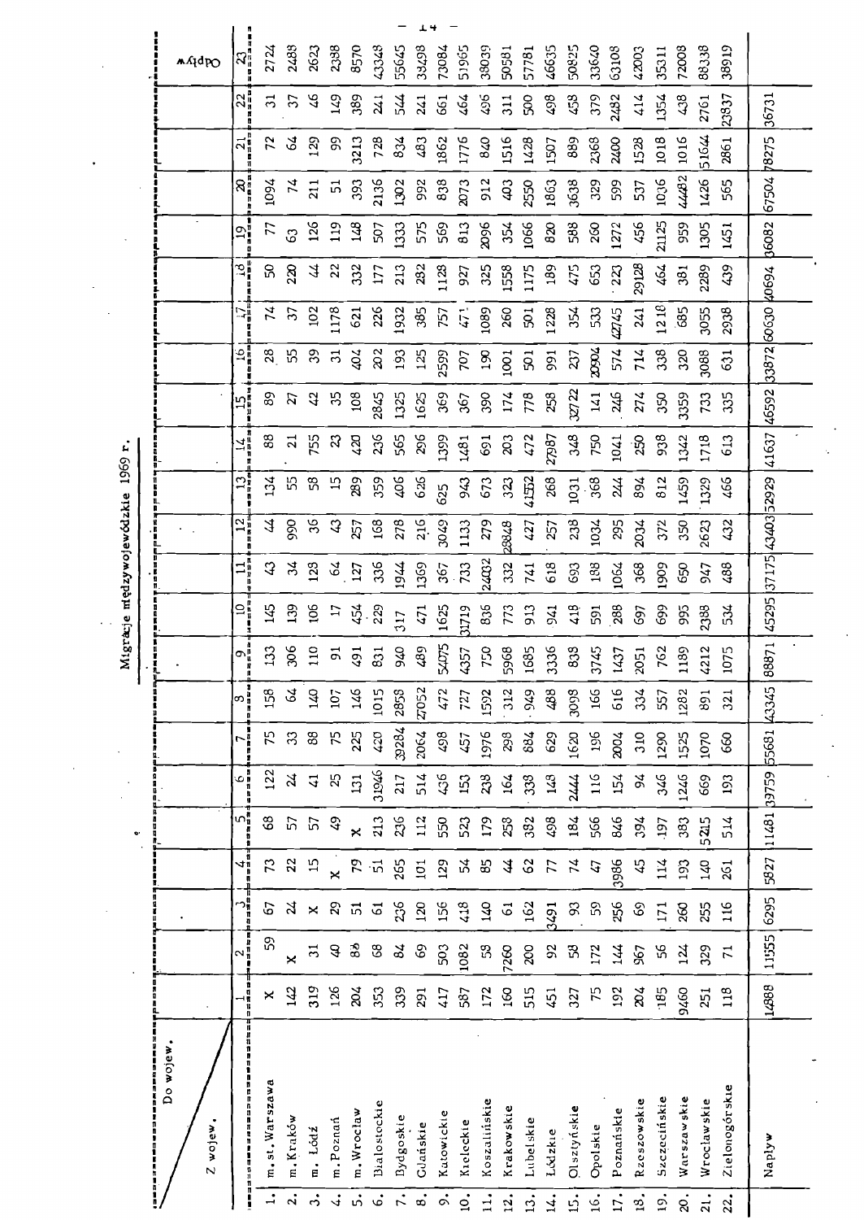# Migracje międzywojewódzkie 1969 r.

| Z wojew. \ Do wojew. | 1 | 2 | 3 | 4 | 5 | 6 | 7 | 8 | 9 | 10 | 11 | 12 | 13 | 14 | 15 | 16 | 17 | 18 | 19 | 20 | 21 | 22 | Odpływ 23 |
|---|---|---|---|---|---|---|---|---|---|---|---|---|---|---|---|---|---|---|---|---|---|---|---|
| 1. m.st. Warszawa | × | 59 | 67 | 73 | 68 | 122 | 75 | 158 | 133 | 145 | 43 | 44 | 134 | 88 | 89 | 28 | 74 | 50 | 77 | 1094 | 72 | 31 | 2724 |
| 2. m. Kraków | 142 | × | 24 | 22 | 57 | 24 | 33 | 64 | 306 | 139 | 34 | 990 | 55 | 21 | 27 | 55 | 37 | 220 | 63 | 74 | 64 | 37 | 2488 |
| 3. m. Łódź | 319 | 31 | × | 15 | 57 | 41 | 88 | 140 | 110 | 106 | 128 | 36 | 58 | 755 | 42 | 39 | 102 | 44 | 126 | 211 | 129 | 46 | 2623 |
| 4. m. Poznań | 126 | 40 | 29 | × | 49 | 25 | 75 | 107 | 91 | 17 | 64 | 43 | 15 | 23 | 35 | 31 | 1178 | 22 | 119 | 51 | 99 | 149 | 2388 |
| 5. m. Wrocław | 204 | 86 | 51 | 79 | × | 131 | 225 | 146 | 491 | 454 | 127 | 257 | 289 | 420 | 108 | 404 | 621 | 332 | 148 | 393 | 3213 | 389 | 8570 |
| 6. Białostockie | 353 | 68 | 61 | 51 | 213 | 31946 | 420 | 1015 | 831 | 229 | 336 | 168 | 359 | 236 | 2845 | 202 | 226 | 177 | 507 | 2136 | 728 | 241 | 43348 |
| 7. Bydgoskie | 339 | 84 | 236 | 265 | 236 | 217 | 39284 | 2858 | 940 | 317 | 1944 | 278 | 406 | 565 | 1325 | 193 | 1932 | 213 | 1333 | 1302 | 834 | 544 | 55645 |
| 8. Gdańskie | 291 | 69 | 120 | 101 | 112 | 514 | 2064 | 27052 | 489 | 471 | 1369 | 216 | 626 | 296 | 1625 | 125 | 385 | 282 | 575 | 992 | 483 | 241 | 38498 |
| 9. Katowickie | 417 | 503 | 156 | 129 | 550 | 436 | 498 | 472 | 54075 | 1625 | 367 | 3049 | 625 | 1399 | 369 | 2599 | 757 | 1128 | 569 | 838 | 1862 | 661 | 73084 |
| 10. Kieleckie | 587 | 1082 | 418 | 54 | 523 | 153 | 457 | 727 | 4357 | 31719 | 733 | 1133 | 943 | 1481 | 367 | 707 | 471 | 927 | 813 | 2073 | 1776 | 464 | 51965 |
| 11. Koszalińskie | 172 | 58 | 140 | 85 | 179 | 238 | 1976 | 1592 | 750 | 836 | 24032 | 279 | 673 | 691 | 390 | 190 | 1089 | 325 | 2096 | 912 | 840 | 496 | 38039 |
| 12. Krakowskie | 160 | 7260 | 61 | 44 | 258 | 164 | 298 | 312 | 5968 | 773 | 332 | 28848 | 323 | 203 | 174 | 1001 | 260 | 1558 | 354 | 403 | 1516 | 311 | 50581 |
| 13. Lubelskie | 515 | 200 | 162 | 62 | 382 | 338 | 884 | 949 | 1685 | 913 | 741 | 427 | 41562 | 472 | 778 | 501 | 501 | 1175 | 1066 | 2550 | 1428 | 500 | 57781 |
| 14. Łódzkie | 451 | 92 | 3491 | 77 | 498 | 149 | 629 | 488 | 3336 | 941 | 618 | 257 | 268 | 27987 | 258 | 991 | 1228 | 189 | 820 | 1863 | 1507 | 498 | 46635 |
| 15. Olsztyńskie | 327 | 58 | 93 | 74 | 184 | 2444 | 1620 | 3098 | 838 | 418 | 693 | 238 | 1031 | 348 | 32722 | 237 | 354 | 475 | 588 | 3638 | 889 | 458 | 50825 |
| 16. Opolskie | 75 | 172 | 59 | 47 | 566 | 116 | 196 | 166 | 3745 | 591 | 188 | 1034 | 368 | 750 | 141 | 20904 | 533 | 653 | 260 | 329 | 2368 | 379 | 33640 |
| 17. Poznańskie | 192 | 144 | 256 | 3986 | 846 | 154 | 2004 | 616 | 1437 | 288 | 1064 | 295 | 244 | 1041 | 246 | 574 | 42745 | 223 | 1272 | 599 | 2400 | 2482 | 63108 |
| 18. Rzeszowskie | 204 | 967 | 69 | 45 | 394 | 94 | 310 | 334 | 2051 | 697 | 368 | 2034 | 894 | 250 | 274 | 714 | 241 | 29128 | 456 | 537 | 1528 | 414 | 42003 |
| 19. Szczecińskie | 185 | 56 | 171 | 114 | 197 | 346 | 1290 | 557 | 762 | 699 | 1909 | 372 | 812 | 938 | 350 | 338 | 1218 | 464 | 21125 | 1036 | 1018 | 1354 | 35311 |
| 20. Warszawskie | 9460 | 124 | 260 | 193 | 383 | 1246 | 1525 | 1282 | 1189 | 995 | 650 | 350 | 1459 | 1342 | 3359 | 320 | 685 | 381 | 959 | 44482 | 1016 | 438 | 72008 |
| 21. Wrocławskie | 251 | 329 | 255 | 140 | 5215 | 669 | 1070 | 891 | 4212 | 2388 | 947 | 2623 | 1329 | 1718 | 733 | 3088 | 3055 | 2289 | 1305 | 1426 | 51644 | 2761 | 88338 |
| 22. Zielonogórskie | 118 | 71 | 116 | 261 | 514 | 193 | 660 | 321 | 1075 | 534 | 488 | 432 | 466 | 613 | 335 | 631 | 2938 | 439 | 1451 | 565 | 2861 | 23837 | 38919 |
| Napływ | 14888 | 11555 | 6295 | 5827 | 11481 | 39759 | 55681 | 43345 | 88871 | 45295 | 37175 | 43403 | 52929 | 41637 | 46592 | 33872 | 60630 | 40694 | 36082 | 67504 | 78275 | 36731 | |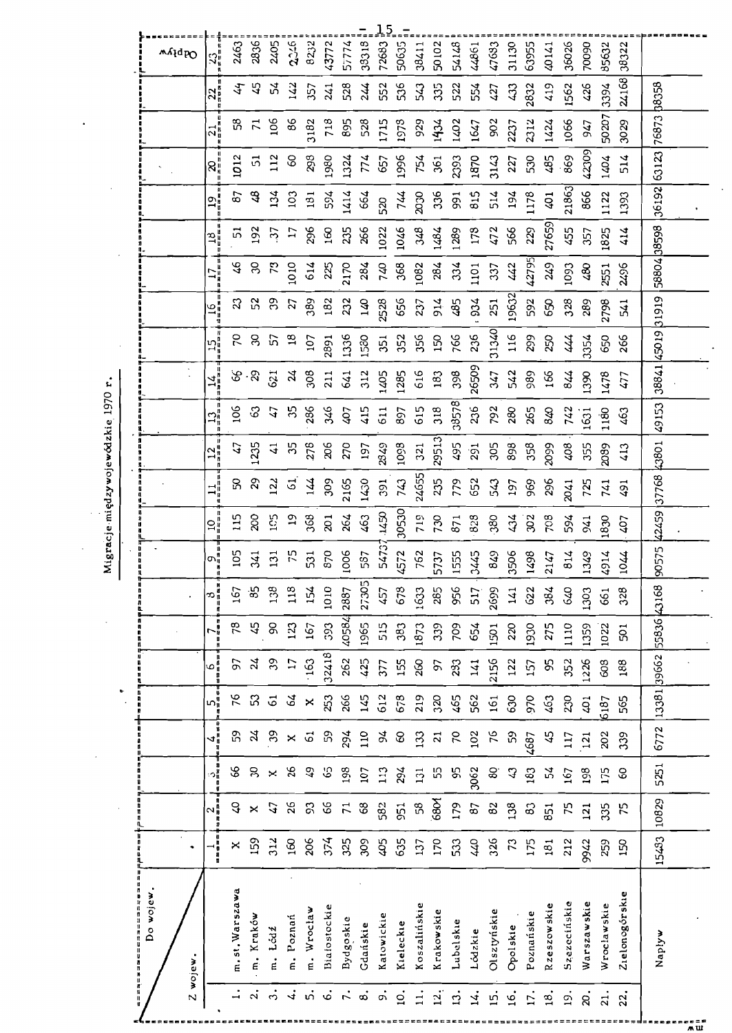## Migracje międzywojewódzkie 1970 r.

| Z wojew. \ Do wojew. | | 1 | 2 | 3 | 4 | 5 | 6 | 7 | 8 | 9 | 10 | 11 | 12 | 13 | 14 | 15 | 16 | 17 | 18 | 19 | 20 | 21 | 22 | Odpływ 23 |
|---|---|---|---|---|---|---|---|---|---|---|---|---|---|---|---|---|---|---|---|---|---|---|---|---|
| 1. | m. st. Warszawa | x | 40 | 66 | 59 | 76 | 97 | 78 | 167 | 105 | 115 | 50 | 47 | 106 | 66 | 70 | 23 | 46 | 51 | 87 | 1012 | 58 | 47 | 2463 |
| 2. | m. Kraków | 159 | x | 30 | 24 | 53 | 24 | 45 | 85 | 341 | 200 | 29 | 1235 | 63 | 29 | 30 | 52 | 30 | 192 | 48 | 51 | 71 | 45 | 2836 |
| 3. | m. Łódź | 312 | 47 | x | 39 | 61 | 39 | 90 | 138 | 131 | 195 | 122 | 41 | 47 | 621 | 57 | 39 | 73 | 37 | 134 | 112 | 106 | 54 | 2405 |
| 4. | m. Poznań | 160 | 26 | 26 | x | 64 | 17 | 123 | 118 | 75 | 19 | 61 | 35 | 35 | 24 | 18 | 27 | 1010 | 17 | 103 | 60 | 86 | 142 | 2346 |
| 5. | m. Wrocław | 206 | 93 | 49 | 61 | x | 163 | 167 | 154 | 531 | 368 | 144 | 278 | 286 | 308 | 107 | 389 | 614 | 296 | 181 | 298 | 3182 | 357 | 8232 |
| 6. | Białostockie | 374 | 66 | 65 | 59 | 253 | 32418 | 393 | 1010 | 870 | 201 | 309 | 206 | 346 | 211 | 2891 | 182 | 225 | 160 | 594 | 1980 | 718 | 241 | 43772 |
| 7. | Bydgoskie | 325 | 71 | 198 | 294 | 266 | 262 | 40584 | 2887 | 1006 | 264 | 2165 | 270 | 407 | 641 | 1336 | 232 | 2170 | 235 | 1414 | 1324 | 895 | 528 | 57774 |
| 8. | Gdańskie | 309 | 68 | 107 | 110 | 145 | 425 | 1965 | 27305 | 587 | 463 | 1430 | 197 | 415 | 312 | 1530 | 140 | 284 | 266 | 664 | 774 | 528 | 244 | 38318 |
| 9. | Katowickie | 405 | 582 | 113 | 94 | 612 | 377 | 515 | 457 | 54737 | 1450 | 391 | 2849 | 611 | 1405 | 351 | 2528 | 740 | 1022 | 520 | 657 | 1715 | 552 | 72683 |
| 10. | Kieleckie | 635 | 951 | 294 | 60 | 678 | 155 | 383 | 678 | 4572 | 30530 | 743 | 1098 | 897 | 1285 | 352 | 656 | 368 | 1046 | 744 | 1996 | 1978 | 536 | 50635 |
| 11. | Koszalińskie | 137 | 58 | 131 | 133 | 219 | 260 | 1873 | 1633 | 762 | 719 | 24655 | 321 | 615 | 616 | 356 | 237 | 1082 | 348 | 2030 | 754 | 929 | 543 | 38411 |
| 12. | Krakowskie | 170 | 6801 | 55 | 21 | 320 | 97 | 339 | 285 | 5737 | 730 | 235 | 29513 | 318 | 183 | 150 | 914 | 284 | 1484 | 336 | 361 | 1434 | 335 | 50102 |
| 13. | Lubelskie | 533 | 179 | 95 | 70 | 465 | 283 | 709 | 956 | 1555 | 871 | 779 | 495 | 38578 | 398 | 766 | 485 | 334 | 1289 | 991 | 2393 | 1402 | 522 | 54148 |
| 14. | Łódzkie | 440 | 87 | 3062 | 102 | 562 | 141 | 654 | 517 | 3445 | 828 | 652 | 291 | 236 | 26509 | 236 | 934 | 1101 | 178 | 815 | 1870 | 1647 | 554 | 44861 |
| 15. | Olsztyńskie | 326 | 82 | 80 | 76 | 161 | 2156 | 1501 | 2699 | 849 | 380 | 543 | 305 | 792 | 347 | 31340 | 251 | 337 | 472 | 514 | 3143 | 902 | 427 | 47683 |
| 16. | Opolskie | 73 | 138 | 43 | 59 | 630 | 122 | 220 | 141 | 3506 | 434 | 197 | 898 | 280 | 542 | 116 | 19632 | 442 | 566 | 194 | 227 | 2237 | 433 | 31130 |
| 17. | Poznańskie | 175 | 83 | 183 | 4687 | 970 | 157 | 1930 | 622 | 1498 | 302 | 969 | 358 | 265 | 989 | 299 | 592 | 42795 | 229 | 1178 | 530 | 2312 | 2832 | 63955 |
| 18. | Rzeszowskie | 181 | 851 | 54 | 45 | 463 | 95 | 275 | 384 | 2147 | 708 | 296 | 2099 | 840 | 166 | 250 | 650 | 249 | 27659 | 401 | 485 | 1424 | 419 | 40141 |
| 19. | Szczecińskie | 212 | 75 | 167 | 117 | 230 | 352 | 1110 | 640 | 814 | 594 | 2041 | 408 | 742 | 844 | 444 | 328 | 1093 | 455 | 21863 | 869 | 1066 | 1562 | 36026 |
| 20. | Warszawskie | 9942 | 121 | 198 | 121 | 401 | 1226 | 1359 | 1303 | 1349 | 941 | 725 | 355 | 1631 | 1390 | 3354 | 289 | 480 | 357 | 866 | 42309 | 947 | 426 | 70090 |
| 21. | Wrocławskie | 259 | 335 | 175 | 202 | 6187 | 608 | 1022 | 661 | 4914 | 1830 | 741 | 2089 | 1180 | 1478 | 650 | 2798 | 2551 | 1825 | 1122 | 1404 | 50207 | 3394 | 85632 |
| 22. | Zielonogórskie | 150 | 75 | 60 | 339 | 565 | 188 | 501 | 328 | 1044 | 407 | 491 | 413 | 463 | 477 | 266 | 541 | 2496 | 414 | 1393 | 514 | 3029 | 24168 | 38322 |
| | Napływ | 15483 | 10829 | 5251 | 6772 | 13381 | 39662 | 55836 | 43168 | 90575 | 42459 | 37768 | 43801 | 49153 | 38841 | 45019 | 31919 | 58804 | 38598 | 36192 | 63123 | 76873 | 38358 | |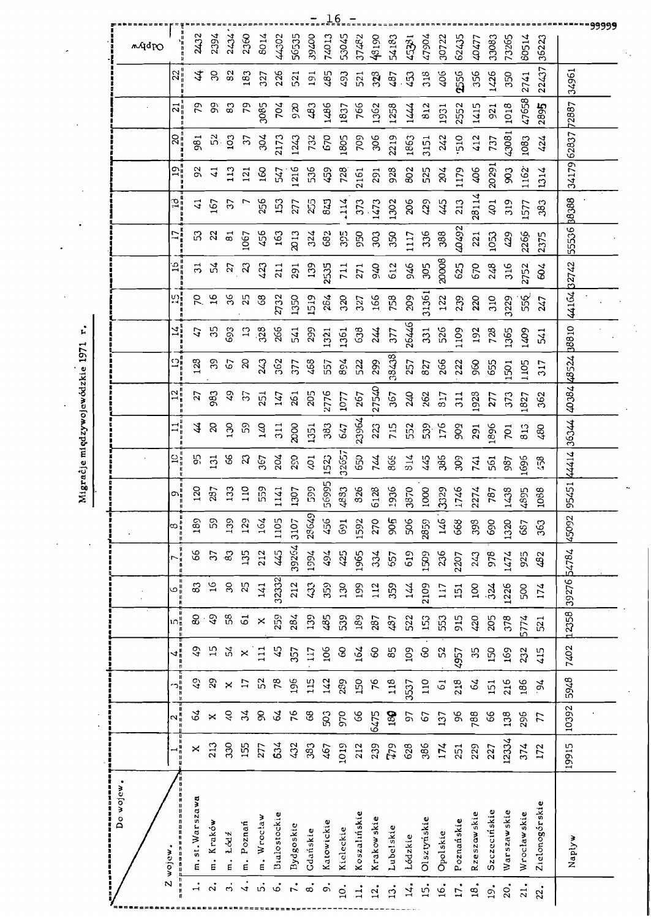# Migracje międzywojewódzkie 1971 r.

| Z wojew. \ Do wojew. | 1 | 2 | 3 | 4 | 5 | 6 | 7 | 8 | 9 | 10 | 11 | 12 | 13 | 14 | 15 | 16 | 17 | 18 | 19 | 20 | 21 | 22 | Odpływ |
|---|---|---|---|---|---|---|---|---|---|---|---|---|---|---|---|---|---|---|---|---|---|---|---|
| 1. m. st. Warszawa | × | 64 | 49 | 49 | 80 | 83 | 66 | 189 | 120 | 95 | 44 | 27 | 128 | 47 | 70 | 31 | 53 | 41 | 92 | 981 | 79 | 44 | 2432 |
| 2. m. Kraków | 213 | × | 29 | 15 | 49 | 16 | 37 | 59 | 287 | 131 | 20 | 983 | 39 | 35 | 16 | 54 | 22 | 167 | 41 | 52 | 99 | 30 | 2394 |
| 3. m. Łódź | 330 | 40 | × | 54 | 58 | 30 | 83 | 139 | 133 | 66 | 130 | 49 | 67 | 693 | 36 | 27 | 81 | 37 | 113 | 103 | 83 | 82 | 2434 |
| 4. m. Poznań | 155 | 34 | 17 | × | 61 | 25 | 135 | 129 | 110 | 23 | 59 | 37 | 20 | 13 | 25 | 23 | 1067 | 7 | 121 | 37 | 79 | 183 | 2360 |
| 5. m. Wrocław | 277 | 90 | 52 | 111 | × | 141 | 212 | 164 | 559 | 367 | 140 | 251 | 243 | 328 | 68 | 423 | 456 | 256 | 160 | 304 | 3085 | 327 | 8014 |
| 6. Białostockie | 634 | 64 | 78 | 45 | 259 | 32332 | 445 | 1105 | 1141 | 204 | 311 | 147 | 362 | 266 | 2732 | 211 | 163 | 153 | 547 | 2173 | 704 | 226 | 44302 |
| 7. Bydgoskie | 432 | 76 | 196 | 357 | 284 | 212 | 39264 | 3107 | 1307 | 250 | 2000 | 261 | 377 | 541 | 1350 | 291 | 2013 | 277 | 1216 | 1243 | 920 | 521 | 56535 |
| 8. Gdańskie | 383 | 68 | 115 | 117 | 139 | 433 | 1994 | 28649 | 599 | 401 | 1351 | 205 | 468 | 299 | 1519 | 139 | 324 | 255 | 536 | 732 | 483 | 191 | 39400 |
| 9. Katowickie | 467 | 503 | 142 | 106 | 485 | 359 | 494 | 456 | 56995 | 1523 | 383 | 2776 | 557 | 1321 | 264 | 2535 | 682 | 843 | 459 | 670 | 1486 | 485 | 74013 |
| 10. Kieleckie | 1019 | 970 | 289 | 60 | 539 | 130 | 425 | 691 | 4833 | 32657 | 647 | 1077 | 894 | 1361 | 320 | 711 | 395 | 114 | 728 | 1805 | 1837 | 493 | 53045 |
| 11. Koszalińskie | 212 | 66 | 150 | 164 | 189 | 199 | 1965 | 1592 | 826 | 650 | 23964 | 267 | 522 | 638 | 327 | 271 | 950 | 373 | 2161 | 709 | 766 | 521 | 37482 |
| 12. Krakowskie | 239 | 6475 | 76 | 60 | 287 | 112 | 334 | 270 | 6128 | 744 | 223 | 27540 | 299 | 244 | 166 | 940 | 303 | 1473 | 291 | 306 | 1362 | 328 | 48190 |
| 13. Lubelskie | 779 | 189 | 118 | 85 | 487 | 359 | 657 | 905 | 1936 | 866 | 715 | 367 | 38438 | 377 | 758 | 612 | 350 | 1302 | 928 | 2219 | 1258 | 487 | 54183 |
| 14. Łódzkie | 628 | 97 | 3537 | 109 | 522 | 144 | 619 | 506 | 3870 | 814 | 552 | 240 | 257 | 26446 | 209 | 946 | 1117 | 206 | 802 | 1863 | 1444 | 453 | 45381 |
| 15. Olsztyńskie | 386 | 67 | 110 | 60 | 153 | 2109 | 1509 | 2859 | 1000 | 445 | 539 | 262 | 827 | 331 | 31361 | 305 | 336 | 429 | 525 | 3151 | 812 | 318 | 47904 |
| 16. Opolskie | 174 | 137 | 61 | 52 | 553 | 117 | 236 | 146 | 3329 | 385 | 176 | 817 | 266 | 526 | 122 | 20008 | 388 | 445 | 204 | 242 | 1931 | 406 | 30722 |
| 17. Poznańskie | 251 | 96 | 218 | 4957 | 915 | 151 | 2207 | 668 | 1746 | 309 | 909 | 311 | 222 | 1109 | 239 | 625 | 40492 | 213 | 1179 | 510 | 2552 | 2556 | 62435 |
| 18. Rzeszowskie | 229 | 788 | 64 | 35 | 420 | 100 | 243 | 398 | 2274 | 741 | 291 | 1928 | 960 | 192 | 220 | 670 | 221 | 28114 | 406 | 412 | 1415 | 356 | 40477 |
| 19. Szczecińskie | 227 | 66 | 151 | 150 | 205 | 324 | 978 | 690 | 787 | 561 | 1896 | 277 | 655 | 728 | 310 | 248 | 1053 | 401 | 20291 | 737 | 921 | 1426 | 33083 |
| 20. Warszawskie | 12334 | 138 | 216 | 169 | 378 | 1226 | 1474 | 1320 | 1438 | 987 | 701 | 373 | 1501 | 1365 | 3229 | 316 | 429 | 319 | 903 | 43081 | 1018 | 350 | 73265 |
| 21. Wrocławskie | 374 | 296 | 186 | 232 | 5774 | 500 | 925 | 687 | 4895 | 1696 | 813 | 1827 | 1105 | 1409 | 556 | 2752 | 2266 | 1577 | 1162 | 1083 | 47658 | 2741 | 80514 |
| 22. Zielonogórskie | 172 | 77 | 94 | 415 | 521 | 174 | 482 | 363 | 1088 | 458 | 480 | 362 | 317 | 541 | 247 | 604 | 2375 | 383 | 1314 | 424 | 2895 | 22437 | 36223 |
| Napływ | 19915 | 10392 | 5948 | 7402 | 12358 | 39276 | 54784 | 45092 | 95451 | 44414 | 36344 | 40384 | 48524 | 38810 | 44164 | 32742 | 55536 | 38388 | 34179 | 62837 | 72887 | 34961 | |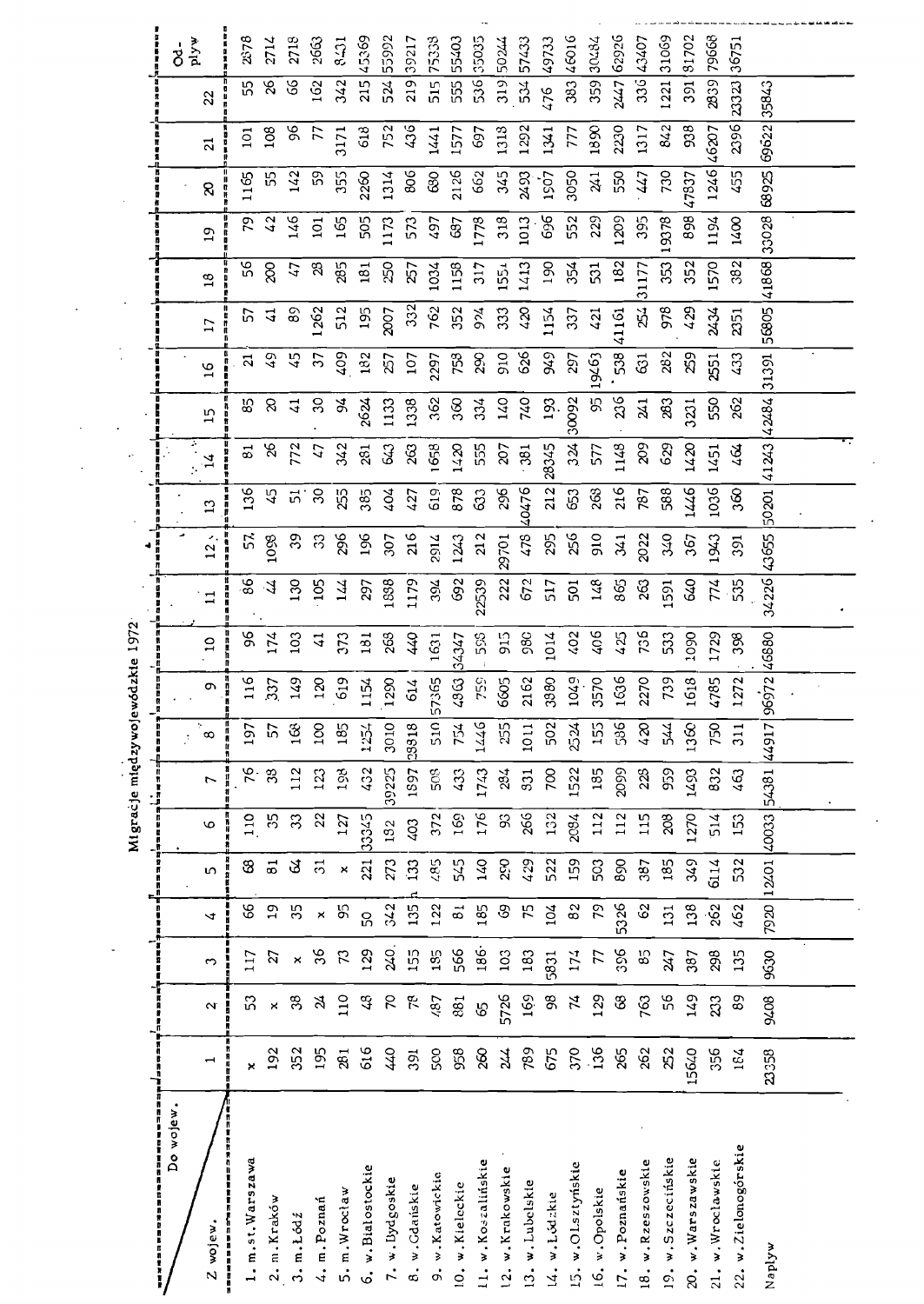# Migracje międzywojewódzkie 1972

| Z wojew. \ Do wojew. | 1 | 2 | 3 | 4 | 5 | 6 | 7 | 8 | 9 | 10 | 11 | 12 | 13 | 14 | 15 | 16 | 17 | 18 | 19 | 20 | 21 | 22 | Odpływ |
|---|---|---|---|---|---|---|---|---|---|---|---|---|---|---|---|---|---|---|---|---|---|---|---|
| 1. m.st.Warszawa | x | 53 | 117 | 66 | 68 | 110 | 76 | 197 | 116 | 96 | 86 | 57 | 136 | 81 | 85 | 21 | 57 | 56 | 79 | 1165 | 101 | 55 | 2878 |
| 2. m.Kraków | 192 | x | 27 | 19 | 81 | 35 | 38 | 57 | 337 | 174 | 44 | 1098 | 45 | 26 | 20 | 49 | 41 | 200 | 42 | 55 | 108 | 26 | 2714 |
| 3. m.Łódź | 352 | 38 | x | 35 | 64 | 33 | 112 | 168 | 149 | 103 | 130 | 39 | 51 | 772 | 41 | 45 | 89 | 47 | 146 | 142 | 96 | 66 | 2718 |
| 4. m.Poznań | 195 | 24 | 36 | x | 31 | 22 | 123 | 100 | 120 | 41 | 105 | 33 | 30 | 47 | 30 | 37 | 1262 | 28 | 101 | 59 | 77 | 162 | 2663 |
| 5. m.Wrocław | 281 | 110 | 73 | 95 | x | 127 | 198 | 185 | 619 | 373 | 144 | 296 | 255 | 342 | 94 | 409 | 512 | 285 | 165 | 355 | 3171 | 342 | 8431 |
| 6. w.Białostockie | 616 | 48 | 129 | 50 | 221 | 33345 | 432 | 1254 | 1154 | 181 | 297 | 196 | 385 | 281 | 2624 | 182 | 195 | 181 | 505 | 2260 | 618 | 215 | 45369 |
| 7. w.Bydgoskie | 440 | 70 | 240 | 342 | 273 | 182 | 39225 | 3010 | 1290 | 268 | 1888 | 307 | 404 | 643 | 1133 | 257 | 2007 | 250 | 1173 | 1314 | 752 | 524 | 55992 |
| 8. w.Gdańskie | 391 | 78 | 155 | 135 | 133 | 403 | 1897 | 28818 | 614 | 440 | 1179 | 216 | 427 | 263 | 1338 | 107 | 332 | 257 | 573 | 806 | 436 | 219 | 39217 |
| 9. w.Katowickie | 500 | 487 | 185 | 122 | 485 | 372 | 508 | 510 | 57365 | 1631 | 394 | 2914 | 619 | 1658 | 362 | 2297 | 762 | 1034 | 497 | 680 | 1441 | 515 | 75338 |
| 10. w.Kieleckie | 958 | 881 | 566 | 81 | 545 | 169 | 433 | 754 | 4963 | 34347 | 692 | 1243 | 878 | 1420 | 360 | 758 | 352 | 1158 | 687 | 2126 | 1577 | 555 | 55403 |
| 11. w.Koszalińskie | 260 | 65 | 186 | 185 | 140 | 176 | 1743 | 1446 | 759 | 558 | 22539 | 212 | 633 | 555 | 334 | 290 | 974 | 317 | 1778 | 662 | 697 | 536 | 35035 |
| 12. w.Krakowskie | 244 | 5726 | 103 | 69 | 290 | 93 | 284 | 255 | 6605 | 915 | 222 | 29701 | 296 | 207 | 140 | 910 | 333 | 1554 | 318 | 345 | 1318 | 319 | 50244 |
| 13. w.Lubelskie | 789 | 169 | 183 | 75 | 429 | 266 | 931 | 1011 | 2162 | 980 | 672 | 478 | 40476 | 381 | 740 | 626 | 420 | 1413 | 1013 | 2493 | 1292 | 534 | 57433 |
| 14. w.Łódzkie | 675 | 98 | 5831 | 104 | 522 | 132 | 700 | 502 | 3880 | 1014 | 517 | 295 | 212 | 28345 | 193 | 949 | 1154 | 190 | 696 | 1507 | 1341 | 476 | 49733 |
| 15. w.Olsztyńskie | 370 | 74 | 174 | 82 | 159 | 2084 | 1522 | 2524 | 1049 | 402 | 501 | 256 | 653 | 324 | 30092 | 297 | 337 | 354 | 552 | 3050 | 777 | 383 | 46016 |
| 16. w.Opolskie | 136 | 129 | 77 | 79 | 503 | 112 | 185 | 155 | 3570 | 406 | 148 | 910 | 263 | 577 | 95 | 19463 | 421 | 531 | 229 | 241 | 1890 | 359 | 30484 |
| 17. w.Poznańskie | 265 | 68 | 396 | 5326 | 890 | 112 | 2099 | 586 | 1636 | 425 | 865 | 341 | 216 | 1148 | 236 | 538 | 41161 | 182 | 1209 | 550 | 2230 | 2447 | 62926 |
| 18. w.Rzeszowskie | 262 | 763 | 85 | 62 | 387 | 115 | 228 | 420 | 2270 | 736 | 263 | 2022 | 787 | 209 | 241 | 631 | 254 | 31177 | 395 | 447 | 1317 | 336 | 43407 |
| 19. w.Szczecińskie | 252 | 56 | 247 | 131 | 185 | 208 | 959 | 544 | 739 | 533 | 1591 | 340 | 588 | 629 | 283 | 282 | 978 | 353 | 19378 | 730 | 842 | 1221 | 31069 |
| 20. w.Warszawskie | 15640 | 149 | 387 | 138 | 349 | 1270 | 1493 | 1360 | 1618 | 1090 | 640 | 367 | 1446 | 1420 | 3231 | 259 | 429 | 352 | 898 | 47837 | 938 | 391 | 81702 |
| 21. w.Wrocławskie | 356 | 233 | 298 | 262 | 6114 | 514 | 832 | 750 | 4785 | 1729 | 774 | 1943 | 1036 | 1451 | 550 | 2551 | 2434 | 1570 | 1194 | 1246 | 46207 | 2839 | 79668 |
| 22. w.Zielonogórskie | 184 | 89 | 135 | 462 | 532 | 153 | 463 | 311 | 1272 | 398 | 535 | 391 | 360 | 464 | 262 | 433 | 2351 | 382 | 1400 | 455 | 2396 | 23323 | 36751 |
| Napływ | 23358 | 9408 | 9630 | 7920 | 12401 | 40033 | 54381 | 44917 | 96972 | 46880 | 34226 | 43655 | 50201 | 41243 | 42484 | 31391 | 56805 | 41868 | 33028 | 68925 | 69622 | 35843 | |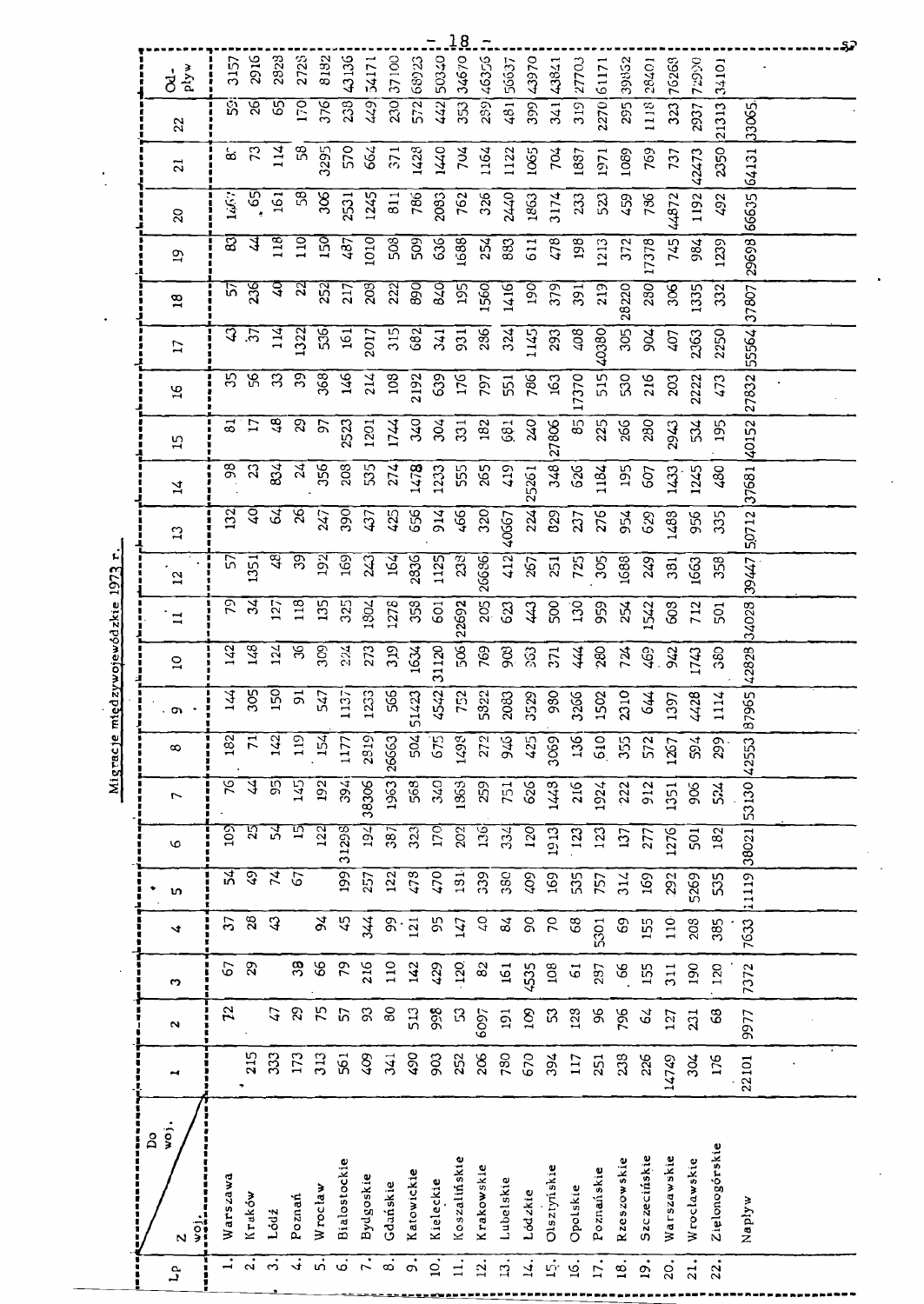# Migracje międzywojewódzkie 1973 r.

| Lp | Z woj. / Do woj. | 1 | 2 | 3 | 4 | 5 | 6 | 7 | 8 | 9 | 10 | 11 | 12 | 13 | 14 | 15 | 16 | 17 | 18 | 19 | 20 | 21 | 22 | Odpływ |
|---|---|---|---|---|---|---|---|---|---|---|---|---|---|---|---|---|---|---|---|---|---|---|---|---|
| 1. | Warszawa | | 72 | 67 | 37 | 54 | 109 | 76 | 182 | 144 | 142 | 79 | 57 | 132 | 98 | 81 | 35 | 43 | 57 | 83 | 1467 | 83 | 59 | 3157 |
| 2. | Kraków | 215 | | 29 | 28 | 49 | 25 | 44 | 71 | 305 | 148 | 34 | 1351 | 40 | 23 | 17 | 56 | 37 | 236 | 44 | 65 | 73 | 26 | 2916 |
| 3. | Łódź | 333 | 47 | | 43 | 74 | 54 | 95 | 142 | 150 | 124 | 127 | 48 | 64 | 834 | 48 | 33 | 114 | 40 | 118 | 161 | 114 | 65 | 2828 |
| 4. | Poznań | 173 | 29 | 38 | | 67 | 15 | 145 | 119 | 91 | 36 | 118 | 39 | 26 | 24 | 29 | 39 | 1322 | 22 | 110 | 58 | 58 | 170 | 2728 |
| 5. | Wrocław | 313 | 75 | 66 | 94 | | 122 | 192 | 154 | 547 | 309 | 135 | 192 | 247 | 356 | 97 | 368 | 536 | 252 | 150 | 306 | 3295 | 376 | 8182 |
| 6. | Białostockie | 561 | 57 | 79 | 45 | 199 | 31298 | 394 | 1177 | 1137 | 224 | 325 | 169 | 390 | 208 | 2523 | 146 | 161 | 217 | 487 | 2531 | 570 | 238 | 43136 |
| 7. | Bydgoskie | 409 | 93 | 216 | 344 | 257 | 194 | 38306 | 2819 | 1233 | 273 | 1804 | 243 | 437 | 535 | 1201 | 214 | 2017 | 208 | 1010 | 1245 | 664 | 449 | 54171 |
| 8. | Gdańskie | 341 | 80 | 110 | 99 | 122 | 387 | 1963 | 26663 | 566 | 319 | 1278 | 164 | 425 | 274 | 1744 | 108 | 315 | 222 | 508 | 811 | 371 | 230 | 37100 |
| 9. | Katowickie | 490 | 513 | 142 | 121 | 478 | 323 | 568 | 504 | 51423 | 1634 | 358 | 2836 | 656 | 1478 | 340 | 2192 | 682 | 890 | 509 | 786 | 1428 | 572 | 68923 |
| 10. | Kieleckie | 903 | 998 | 429 | 95 | 470 | 170 | 340 | 675 | 4542 | 31120 | 601 | 1125 | 914 | 1233 | 304 | 639 | 341 | 840 | 636 | 2083 | 1440 | 442 | 50340 |
| 11. | Koszalińskie | 252 | 53 | 120 | 147 | 131 | 202 | 1863 | 1498 | 752 | 506 | 22692 | 238 | 466 | 555 | 331 | 176 | 931 | 195 | 1688 | 762 | 704 | 353 | 34670 |
| 12. | Krakowskie | 206 | 6097 | 82 | 40 | 339 | 136 | 259 | 272 | 5822 | 769 | 205 | 26686 | 320 | 265 | 182 | 797 | 286 | 1560 | 254 | 326 | 1164 | 289 | 46356 |
| 13. | Lubelskie | 780 | 191 | 161 | 84 | 380 | 334 | 751 | 946 | 2083 | 903 | 623 | 412 | 40667 | 419 | 681 | 551 | 324 | 1416 | 883 | 2440 | 1122 | 481 | 56637 |
| 14. | Łódzkie | 670 | 109 | 4535 | 90 | 409 | 120 | 626 | 425 | 3529 | 363 | 443 | 267 | 224 | 25261 | 240 | 786 | 1145 | 190 | 611 | 1863 | 1065 | 399 | 43970 |
| 15. | Olsztyńskie | 394 | 53 | 108 | 70 | 169 | 1913 | 1448 | 3069 | 980 | 371 | 500 | 251 | 829 | 348 | 27806 | 163 | 293 | 379 | 478 | 3174 | 704 | 341 | 43841 |
| 16. | Opolskie | 117 | 128 | 61 | 68 | 535 | 123 | 216 | 136 | 3266 | 444 | 130 | 725 | 237 | 626 | 85 | 17370 | 408 | 391 | 198 | 233 | 1887 | 319 | 27703 |
| 17. | Poznańskie | 251 | 96 | 297 | 5301 | 757 | 123 | 1924 | 610 | 1502 | 280 | 959 | 305 | 276 | 1184 | 225 | 515 | 40380 | 219 | 1213 | 523 | 1971 | 2270 | 61171 |
| 18. | Rzeszowskie | 238 | 796 | 66 | 69 | 314 | 137 | 222 | 355 | 2310 | 724 | 254 | 1688 | 954 | 195 | 266 | 530 | 305 | 28220 | 372 | 459 | 1089 | 295 | 39852 |
| 19. | Szczecińskie | 226 | 64 | 155 | 155 | 169 | 277 | 912 | 572 | 644 | 469 | 1542 | 249 | 629 | 607 | 280 | 216 | 904 | 280 | 17378 | 786 | 769 | 1118 | 28401 |
| 20. | Warszawskie | 14749 | 127 | 311 | 110 | 292 | 1276 | 1351 | 1267 | 1397 | 942 | 608 | 381 | 1488 | 1433 | 2943 | 203 | 407 | 306 | 745 | 44872 | 737 | 323 | 76268 |
| 21. | Wrocławskie | 304 | 231 | 190 | 208 | 5269 | 501 | 906 | 594 | 4428 | 1743 | 712 | 1663 | 956 | 1245 | 534 | 2222 | 2363 | 1335 | 984 | 1192 | 42473 | 2937 | 72990 |
| 22. | Zielonogórskie | 176 | 68 | 120 | 385 | 535 | 182 | 524 | 299 | 1114 | 380 | 501 | 358 | 335 | 480 | 195 | 473 | 2250 | 332 | 1239 | 492 | 2350 | 21313 | 34101 |
| | Napływ | 22101 | 9977 | 7372 | 7633 | 11119 | 38021 | 53130 | 42553 | 87965 | 42828 | 34028 | 39447 | 50712 | 37681 | 40152 | 27832 | 55564 | 37807 | 29698 | 66635 | 64131 | 33065 | |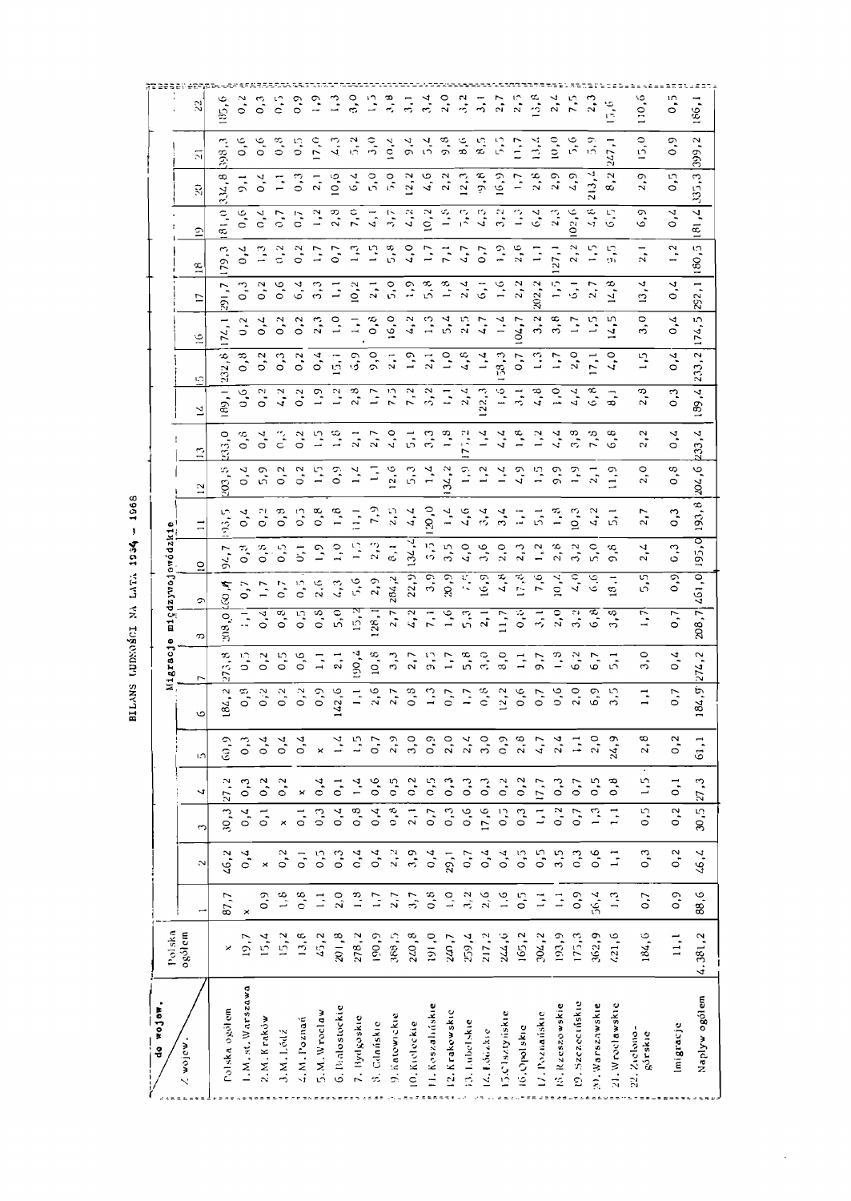# BILANS LUDNOŚCI NA LATA 1964 – 1968

| z wojew. \ do wojew. | Polska ogółem | Migracje międzywojewódzkie | | | | | | | | | | | | | | | | | | | | | |
|---|---|---|---|---|---|---|---|---|---|---|---|---|---|---|---|---|---|---|---|---|---|---|---|
| | | 1 | 2 | 3 | 4 | 5 | 6 | 7 | 8 | 9 | 10 | 11 | 12 | 13 | 14 | 15 | 16 | 17 | 18 | 19 | 20 | 21 | 22 |
| Polska ogółem | x | 87,7 | 46,2 | 30,3 | 27,2 | 60,9 | 184,2 | 273,8 | 208,0 | 260,1 | 194,7 | 193,5 | 203,8 | 233,0 | 189,1 | 232,8 | 174,1 | 291,7 | 179,3 | 181,0 | 334,8 | 398,3 | 185,6 |
| 1.M.st.Warszawa | 19,7 | x | 0,4 | 0,4 | 0,3 | 0,3 | 0,8 | 0,5 | 1,1 | 0,7 | 0,9 | 0,4 | 0,4 | 0,8 | 0,6 | 0,8 | 0,2 | 0,3 | 0,4 | 0,6 | 9,1 | 0,6 | 0,2 |
| 2.M.Kraków | 15,4 | 0,9 | x | 0,1 | 0,2 | 0,4 | 0,2 | 0,2 | 0,4 | 1,7 | 0,8 | 0,2 | 5,9 | 0,4 | 0,2 | 0,2 | 0,4 | 0,2 | 1,3 | 0,4 | 0,4 | 0,6 | 0,3 |
| 3.M.Łódź | 15,2 | 1,8 | 0,2 | x | 0,2 | 0,4 | 0,2 | 0,5 | 0,8 | 0,7 | 0,5 | 0,9 | 0,2 | 0,3 | 4,2 | 0,3 | 0,2 | 0,6 | 0,2 | 0,7 | 1,1 | 0,8 | 0,5 |
| 4.M.Poznań | 13,8 | 0,8 | 0,1 | 0,1 | x | 0,4 | 0,2 | 0,6 | 0,5 | 0,5 | 0,1 | 0,5 | 0,2 | 0,2 | 0,2 | 0,2 | 0,2 | 6,4 | 0,2 | 0,7 | 0,3 | 0,5 | 0,9 |
| 5.M.Wrocław | 45,2 | 1,1 | 0,5 | 0,3 | 0,4 | x | 0,9 | 1,1 | 0,8 | 2,6 | 1,9 | 0,8 | 1,5 | 1,5 | 1,9 | 0,4 | 2,3 | 3,3 | 1,7 | 1,2 | 2,1 | 17,0 | 1,9 |
| 6.Białostockie | 201,8 | 2,0 | 0,3 | 0,4 | 0,1 | 1,4 | 142,6 | 2,1 | 5,0 | 4,3 | 1,0 | 1,8 | 0,9 | 1,8 | 1,2 | 15,1 | 1,0 | 1,1 | 0,7 | 2,8 | 10,6 | 4,3 | 1,3 |
| 7.Bydgoskie | 278,2 | 1,3 | 0,4 | 0,8 | 1,4 | 1,5 | 1,1 | 190,4 | 15,2 | 5,6 | 1,5 | 11,1 | 1,4 | 2,1 | 2,8 | 6,9 | 1,1 | 10,2 | 1,3 | 7,0 | 6,4 | 5,2 | 3,0 |
| 8.Gdańskie | 190,9 | 1,7 | 0,4 | 0,4 | 0,6 | 0,7 | 2,6 | 10,8 | 128,1 | 2,9 | 2,3 | 7,9 | 1,1 | 2,7 | 1,7 | 9,0 | 0,8 | 2,1 | 1,5 | 4,1 | 5,0 | 3,0 | 1,5 |
| 9.Katowickie | 368,5 | 2,7 | 2,2 | 0,8 | 0,5 | 2,9 | 2,7 | 3,3 | 2,7 | 94,2 | 8,1 | 2,5 | 12,6 | 4,0 | 7,5 | 2,1 | 16,0 | 5,0 | 5,8 | 3,7 | 5,0 | 10,4 | 3,8 |
| 10.Kieleckie | 240,8 | 3,7 | 3,9 | 2,1 | 0,2 | 3,0 | 0,8 | 2,7 | 4,2 | 22,9 | 134,4 | 4,4 | 5,3 | 5,1 | 7,2 | 1,9 | 4,2 | 1,9 | 4,0 | 4,2 | 12,2 | 9,4 | 3,1 |
| 11.Koszalińskie | 191,0 | 0,8 | 0,4 | 0,7 | 0,5 | 0,9 | 1,3 | 9,5 | 7,1 | 3,9 | 3,5 | 120,0 | 1,4 | 3,3 | 3,2 | 2,1 | 1,3 | 5,8 | 1,7 | 10,2 | 4,6 | 5,4 | 3,4 |
| 12.Krakowskie | 240,7 | 1,0 | 29,1 | 0,3 | 0,3 | 2,0 | 0,7 | 1,7 | 1,6 | 20,9 | 3,5 | 1,4 | 134,2 | 1,8 | 1,1 | 1,0 | 5,4 | 1,8 | 7,1 | 1,8 | 2,2 | 9,8 | 2,0 |
| 13.Lubelskie | 259,4 | 3,2 | 0,7 | 0,6 | 0,3 | 2,4 | 1,7 | 5,8 | 5,3 | 7,5 | 4,0 | 4,6 | 1,9 | 175,2 | 2,4 | 4,8 | 2,5 | 2,4 | 4,7 | 5,3 | 12,3 | 8,6 | 3,2 |
| 14.Łódzkie | 217,2 | 2,6 | 0,4 | 17,6 | 0,3 | 3,0 | 0,8 | 3,0 | 2,1 | 16,9 | 3,6 | 3,4 | 1,2 | 1,4 | 122,3 | 1,4 | 4,7 | 6,1 | 0,7 | 4,3 | 9,8 | 8,5 | 3,1 |
| 15.Olsztyńskie | 244,6 | 1,6 | 0,4 | 0,5 | 0,2 | 0,9 | 12,2 | 8,0 | 11,7 | 4,8 | 2,0 | 3,4 | 1,4 | 4,4 | 1,6 | 158,3 | 1,4 | 1,6 | 1,9 | 3,2 | 16,9 | 5,5 | 2,7 |
| 16.Opolskie | 165,2 | 0,5 | 0,5 | 0,3 | 0,2 | 2,8 | 0,6 | 1,1 | 0,8 | 17,8 | 2,3 | 1,1 | 4,9 | 1,8 | 3,1 | 0,7 | 104,7 | 2,2 | 2,6 | 1,3 | 1,7 | 11,7 | 2,5 |
| 17.Poznańskie | 304,2 | 1,1 | 0,5 | 1,1 | 17,7 | 4,7 | 0,7 | 9,7 | 3,1 | 7,6 | 1,2 | 5,1 | 1,5 | 1,2 | 4,6 | 1,3 | 3,2 | 202,2 | 1,1 | 6,4 | 2,8 | 13,4 | 13,8 |
| 18.Rzeszowskie | 193,9 | 1,1 | 3,5 | 0,2 | 0,3 | 2,4 | 0,6 | 1,8 | 2,0 | 10,4 | 2,8 | 1,8 | 9,9 | 4,4 | 1,0 | 1,7 | 3,8 | 1,5 | 127,1 | 2,3 | 2,9 | 10,0 | 2,4 |
| 19.Szczecińskie | 175,3 | 0,9 | 0,3 | 0,7 | 0,7 | 1,1 | 2,0 | 6,2 | 3,2 | 4,0 | 3,2 | 10,3 | 1,9 | 3,8 | 4,4 | 2,0 | 1,7 | 6,1 | 2,2 | 102,6 | 4,9 | 5,6 | 7,5 |
| 20.Warszawskie | 362,9 | 56,4 | 0,6 | 1,3 | 0,5 | 2,0 | 6,9 | 6,7 | 6,8 | 6,6 | 5,0 | 4,2 | 2,1 | 7,8 | 6,8 | 17,1 | 1,5 | 2,7 | 1,5 | 4,8 | 213,4 | 5,9 | 2,3 |
| 21.Wrocławskie | 421,6 | 1,3 | 1,1 | 1,1 | 0,8 | 24,9 | 3,5 | 5,1 | 3,8 | 18,1 | 9,8 | 5,1 | 11,9 | 6,8 | 8,1 | 4,0 | 14,5 | 14,8 | 9,5 | 6,5 | 8,2 | 247,1 | 17,6 |
| 22.Zielonogórskie | 184,6 | 0,7 | 0,3 | 0,5 | 1,5 | 2,8 | 1,1 | 3,0 | 1,7 | 5,5 | 2,4 | 2,7 | 2,0 | 2,2 | 2,8 | 1,5 | 3,0 | 13,4 | 2,1 | 6,9 | 2,9 | 15,0 | 110,6 |
| Imigracje | 11,1 | 0,9 | 0,2 | 0,2 | 0,1 | 0,2 | 0,7 | 0,4 | 0,7 | 0,9 | 0,3 | 0,3 | 0,8 | 0,4 | 0,3 | 0,4 | 0,4 | 0,4 | 1,2 | 0,4 | 0,5 | 0,9 | 0,5 |
| Napływ ogółem | 4.381,2 | 88,6 | 46,4 | 30,5 | 27,3 | 61,1 | 184,9 | 274,2 | 208,7 | 261,0 | 195,0 | 193,8 | 204,6 | 233,4 | 189,4 | 233,2 | 174,5 | 292,1 | 180,5 | 181,4 | 335,3 | 399,2 | 186,1 |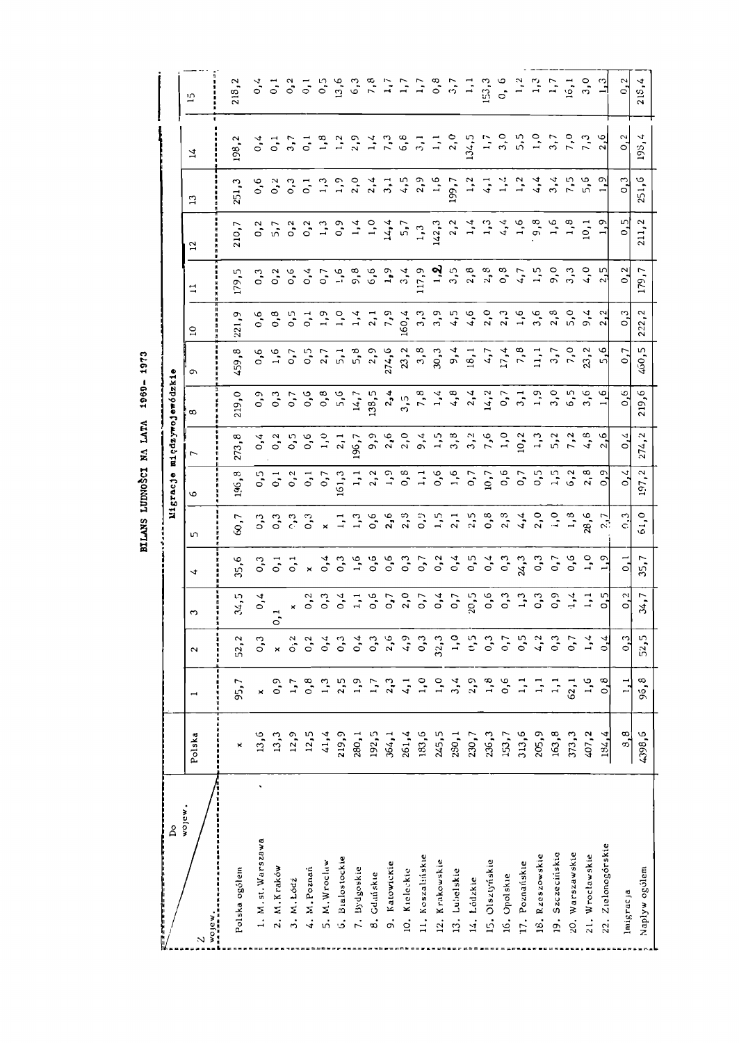# BILANS LUDNOŚCI NA LATA 1960-1973

| Z wojew. \ Do wojew. | Polska | Migracje międzywojewódzkie | | | | | | | | | | | | | | |
|---|---|---|---|---|---|---|---|---|---|---|---|---|---|---|---|---|
| | | 1 | 2 | 3 | 4 | 5 | 6 | 7 | 8 | 9 | 10 | 11 | 12 | 13 | 14 | 15 |
| Polska ogółem | × | 95,7 | 52,2 | 34,5 | 35,6 | 60,7 | 196,8 | 273,8 | 219,0 | 459,8 | 221,9 | 179,5 | 210,7 | 251,3 | 198,2 | 218,2 |
| 1. M. st. Warszawa | 13,6 | × | 0,3 | 0,4 | 0,3 | 0,3 | 0,5 | 0,4 | 0,9 | 0,6 | 0,6 | 0,3 | 0,2 | 0,6 | 0,4 | 0,4 |
| 2. M. Kraków | 13,3 | 0,9 | × | 0,1 | 0,1 | 0,3 | 0,1 | 0,2 | 0,3 | 1,6 | 0,8 | 0,2 | 5,7 | 0,2 | 0,1 | 0,1 |
| 3. M. Łódź | 12,9 | 1,7 | 0,2 | × | 0,1 | 0,3 | 0,2 | 0,5 | 0,7 | 0,7 | 0,5 | 0,6 | 0,2 | 0,3 | 3,7 | 0,2 |
| 4. M. Poznań | 12,5 | 0,8 | 0,2 | 0,2 | × | 0,3 | 0,1 | 0,6 | 0,6 | 0,5 | 0,1 | 0,4 | 0,2 | 0,1 | 0,1 | 0,1 |
| 5. M. Wrocław | 41,4 | 1,3 | 0,4 | 0,3 | 0,4 | × | 0,7 | 1,0 | 0,8 | 2,7 | 1,9 | 0,7 | 1,3 | 1,3 | 1,8 | 0,5 |
| 6. Białostockie | 219,9 | 2,5 | 0,3 | 0,4 | 0,3 | 1,1 | 161,3 | 2,1 | 5,6 | 5,1 | 1,0 | 1,6 | 0,9 | 1,9 | 1,2 | 13,6 |
| 7. Bydgoskie | 280,1 | 1,9 | 0,4 | 1,1 | 1,6 | 1,3 | 1,1 | 196,7 | 14,7 | 5,8 | 1,4 | 9,8 | 1,4 | 2,0 | 2,9 | 6,3 |
| 8. Gdańskie | 192,5 | 1,7 | 0,3 | 0,6 | 0,6 | 0,6 | 2,2 | 9,9 | 138,5 | 2,9 | 2,1 | 6,6 | 1,0 | 2,4 | 1,4 | 7,8 |
| 9. Katowickie | 364,1 | 2,3 | 2,6 | 0,7 | 0,6 | 2,6 | 1,9 | 2,6 | 2,4 | 274,6 | 7,9 | 1,9 | 14,4 | 3,1 | 7,3 | 1,7 |
| 10. Kieleckie | 261,4 | 4,1 | 4,9 | 2,0 | 0,3 | 2,9 | 0,8 | 2,0 | 3,5 | 23,2 | 160,4 | 3,4 | 5,7 | 4,5 | 6,8 | 1,7 |
| 11. Koszalińskie | 183,6 | 1,0 | 0,3 | 0,7 | 0,7 | 0,9 | 1,1 | 9,4 | 7,8 | 3,8 | 3,3 | 117,9 | 1,3 | 2,9 | 3,1 | 1,7 |
| 12. Krakowskie | 245,5 | 1,0 | 32,3 | 0,4 | 0,2 | 1,5 | 0,6 | 1,5 | 1,4 | 30,3 | 3,9 | 1,2 | 142,3 | 1,6 | 1,1 | 0,8 |
| 13. Lubelskie | 280,1 | 3,4 | 1,0 | 0,7 | 0,4 | 2,1 | 1,6 | 3,8 | 4,8 | 9,4 | 4,5 | 3,5 | 2,2 | 199,7 | 2,0 | 3,7 |
| 14. Łódzkie | 230,7 | 2,9 | 0,5 | 20,5 | 0,5 | 2,5 | 0,7 | 3,2 | 2,4 | 18,1 | 4,6 | 2,8 | 1,4 | 1,2 | 134,5 | 1,1 |
| 15. Olsztyńskie | 236,3 | 1,8 | 0,3 | 0,6 | 0,4 | 0,8 | 10,7 | 7,6 | 14,2 | 4,7 | 2,0 | 2,8 | 1,3 | 4,1 | 1,7 | 153,3 |
| 16. Opolskie | 153,7 | 0,6 | 0,7 | 0,3 | 0,3 | 2,8 | 0,6 | 1,0 | 0,7 | 17,4 | 2,3 | 0,8 | 4,4 | 1,4 | 3,0 | 0,6 |
| 17. Poznańskie | 313,6 | 1,1 | 0,5 | 1,3 | 24,3 | 4,4 | 0,7 | 10,2 | 3,1 | 7,8 | 1,6 | 4,7 | 1,6 | 1,2 | 5,5 | 1,2 |
| 18. Rzeszowskie | 205,9 | 1,1 | 4,2 | 0,3 | 0,3 | 2,0 | 0,5 | 1,3 | 1,9 | 11,1 | 3,6 | 1,5 | 9,8 | 4,4 | 1,0 | 1,3 |
| 19. Szczecińskie | 163,8 | 1,1 | 0,3 | 0,9 | 0,7 | 1,0 | 1,5 | 5,2 | 3,0 | 3,7 | 2,8 | 9,0 | 1,6 | 3,4 | 3,7 | 1,7 |
| 20. Warszawskie | 373,3 | 62,1 | 0,7 | 1,4 | 0,6 | 1,8 | 6,2 | 7,2 | 6,5 | 7,0 | 5,0 | 3,3 | 1,8 | 7,5 | 7,0 | 16,1 |
| 21. Wrocławskie | 407,2 | 1,6 | 1,4 | 1,1 | 1,0 | 28,6 | 2,8 | 4,8 | 3,6 | 23,2 | 9,4 | 4,0 | 10,1 | 5,6 | 7,3 | 3,0 |
| 22. Zielonogórskie | 184,4 | 0,8 | 0,4 | 0,5 | 1,9 | 2,7 | 0,9 | 2,6 | 1,6 | 5,6 | 2,2 | 2,5 | 1,9 | 1,9 | 2,6 | 1,3 |
| Imigracja | 9,8 | 1,1 | 0,3 | 0,2 | 0,1 | 0,3 | 0,4 | 0,4 | 0,6 | 0,7 | 0,3 | 0,2 | 0,5 | 0,3 | 0,2 | 0,2 |
| Napływ ogółem | 4398,6 | 96,8 | 52,5 | 34,7 | 35,7 | 61,0 | 197,2 | 274,2 | 219,6 | 460,5 | 222,2 | 179,7 | 211,2 | 251,6 | 198,4 | 218,4 |